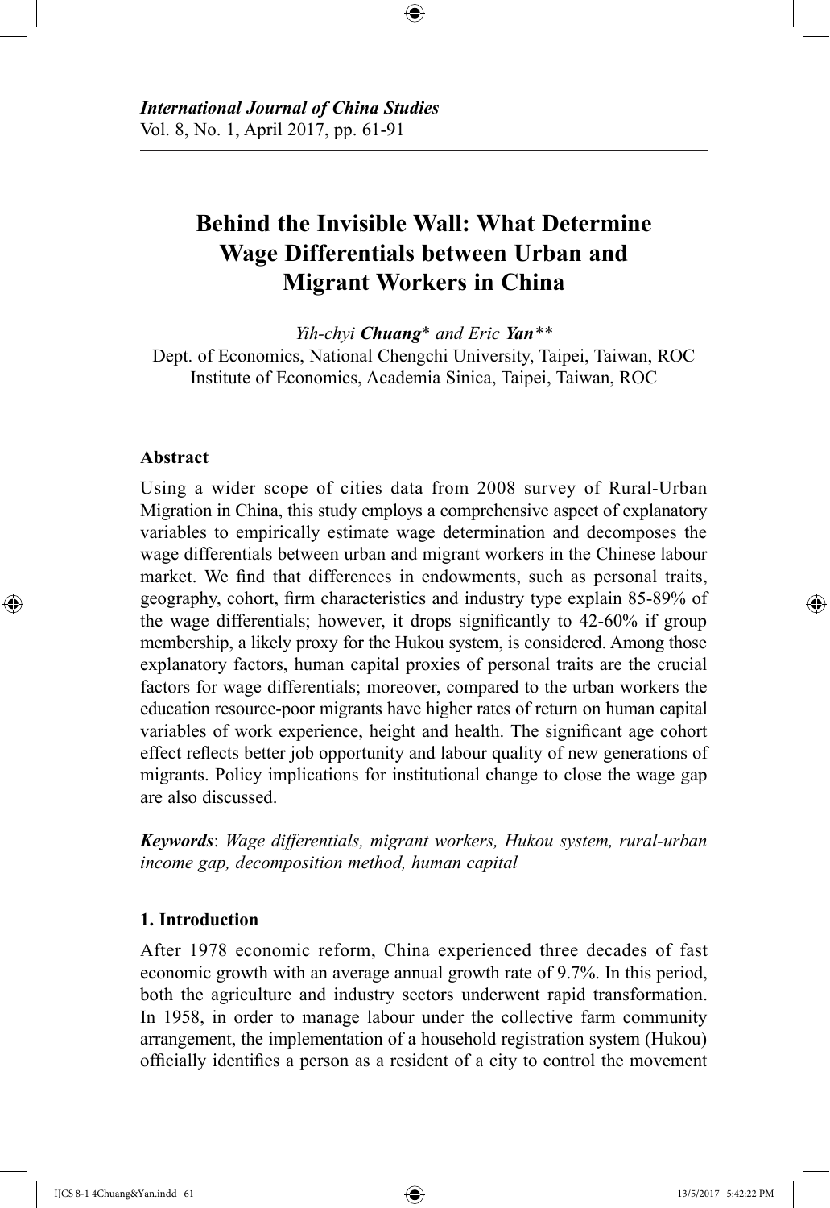*International Journal of China Studies*
Vol. 8, No. 1, April 2017, pp. 61-91

# Behind the Invisible Wall: What Determine Wage Differentials between Urban and Migrant Workers in China

*Yih-chyi* ***Chuang**** *and Eric* ***Yan****\*\*
Dept. of Economics, National Chengchi University, Taipei, Taiwan, ROC
Institute of Economics, Academia Sinica, Taipei, Taiwan, ROC

### Abstract

Using a wider scope of cities data from 2008 survey of Rural-Urban Migration in China, this study employs a comprehensive aspect of explanatory variables to empirically estimate wage determination and decomposes the wage differentials between urban and migrant workers in the Chinese labour market. We find that differences in endowments, such as personal traits, geography, cohort, firm characteristics and industry type explain 85-89% of the wage differentials; however, it drops significantly to 42-60% if group membership, a likely proxy for the Hukou system, is considered. Among those explanatory factors, human capital proxies of personal traits are the crucial factors for wage differentials; moreover, compared to the urban workers the education resource-poor migrants have higher rates of return on human capital variables of work experience, height and health. The significant age cohort effect reflects better job opportunity and labour quality of new generations of migrants. Policy implications for institutional change to close the wage gap are also discussed.

***Keywords***: *Wage differentials, migrant workers, Hukou system, rural-urban income gap, decomposition method, human capital*

### 1. Introduction

After 1978 economic reform, China experienced three decades of fast economic growth with an average annual growth rate of 9.7%. In this period, both the agriculture and industry sectors underwent rapid transformation. In 1958, in order to manage labour under the collective farm community arrangement, the implementation of a household registration system (Hukou) officially identifies a person as a resident of a city to control the movement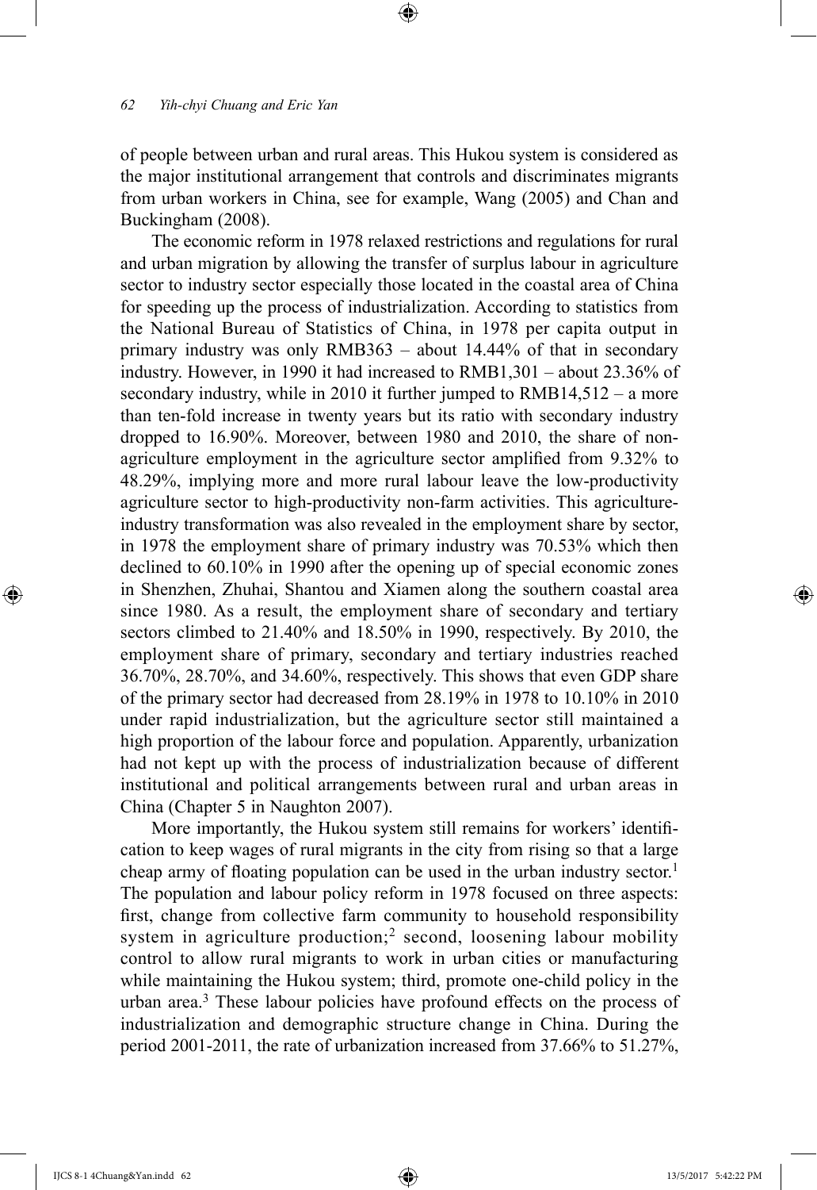of people between urban and rural areas. This Hukou system is considered as the major institutional arrangement that controls and discriminates migrants from urban workers in China, see for example, Wang (2005) and Chan and Buckingham (2008).

The economic reform in 1978 relaxed restrictions and regulations for rural and urban migration by allowing the transfer of surplus labour in agriculture sector to industry sector especially those located in the coastal area of China for speeding up the process of industrialization. According to statistics from the National Bureau of Statistics of China, in 1978 per capita output in primary industry was only RMB363 – about 14.44% of that in secondary industry. However, in 1990 it had increased to RMB1,301 – about 23.36% of secondary industry, while in 2010 it further jumped to RMB14,512 – a more than ten-fold increase in twenty years but its ratio with secondary industry dropped to 16.90%. Moreover, between 1980 and 2010, the share of non-agriculture employment in the agriculture sector amplified from 9.32% to 48.29%, implying more and more rural labour leave the low-productivity agriculture sector to high-productivity non-farm activities. This agriculture-industry transformation was also revealed in the employment share by sector, in 1978 the employment share of primary industry was 70.53% which then declined to 60.10% in 1990 after the opening up of special economic zones in Shenzhen, Zhuhai, Shantou and Xiamen along the southern coastal area since 1980. As a result, the employment share of secondary and tertiary sectors climbed to 21.40% and 18.50% in 1990, respectively. By 2010, the employment share of primary, secondary and tertiary industries reached 36.70%, 28.70%, and 34.60%, respectively. This shows that even GDP share of the primary sector had decreased from 28.19% in 1978 to 10.10% in 2010 under rapid industrialization, but the agriculture sector still maintained a high proportion of the labour force and population. Apparently, urbanization had not kept up with the process of industrialization because of different institutional and political arrangements between rural and urban areas in China (Chapter 5 in Naughton 2007).

More importantly, the Hukou system still remains for workers' identification to keep wages of rural migrants in the city from rising so that a large cheap army of floating population can be used in the urban industry sector.[1] The population and labour policy reform in 1978 focused on three aspects: first, change from collective farm community to household responsibility system in agriculture production;[2] second, loosening labour mobility control to allow rural migrants to work in urban cities or manufacturing while maintaining the Hukou system; third, promote one-child policy in the urban area.[3] These labour policies have profound effects on the process of industrialization and demographic structure change in China. During the period 2001-2011, the rate of urbanization increased from 37.66% to 51.27%,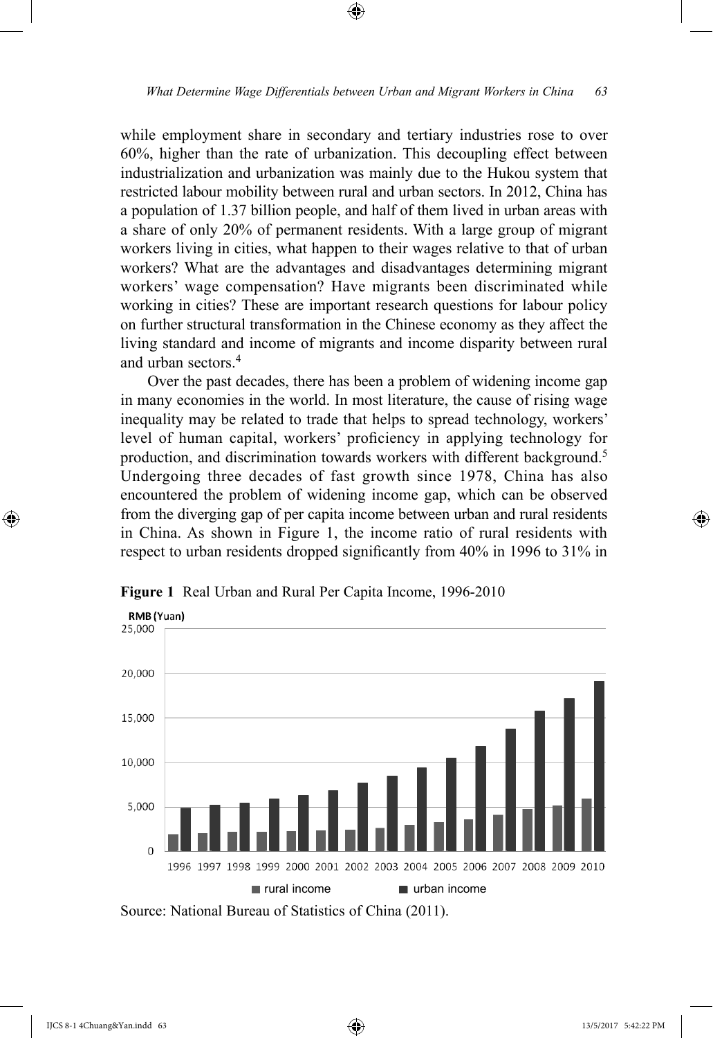while employment share in secondary and tertiary industries rose to over 60%, higher than the rate of urbanization. This decoupling effect between industrialization and urbanization was mainly due to the Hukou system that restricted labour mobility between rural and urban sectors. In 2012, China has a population of 1.37 billion people, and half of them lived in urban areas with a share of only 20% of permanent residents. With a large group of migrant workers living in cities, what happen to their wages relative to that of urban workers? What are the advantages and disadvantages determining migrant workers' wage compensation? Have migrants been discriminated while working in cities? These are important research questions for labour policy on further structural transformation in the Chinese economy as they affect the living standard and income of migrants and income disparity between rural and urban sectors.[4]

Over the past decades, there has been a problem of widening income gap in many economies in the world. In most literature, the cause of rising wage inequality may be related to trade that helps to spread technology, workers' level of human capital, workers' proficiency in applying technology for production, and discrimination towards workers with different background.[5] Undergoing three decades of fast growth since 1978, China has also encountered the problem of widening income gap, which can be observed from the diverging gap of per capita income between urban and rural residents in China. As shown in Figure 1, the income ratio of rural residents with respect to urban residents dropped significantly from 40% in 1996 to 31% in

**Figure 1** Real Urban and Rural Per Capita Income, 1996-2010

Source: National Bureau of Statistics of China (2011).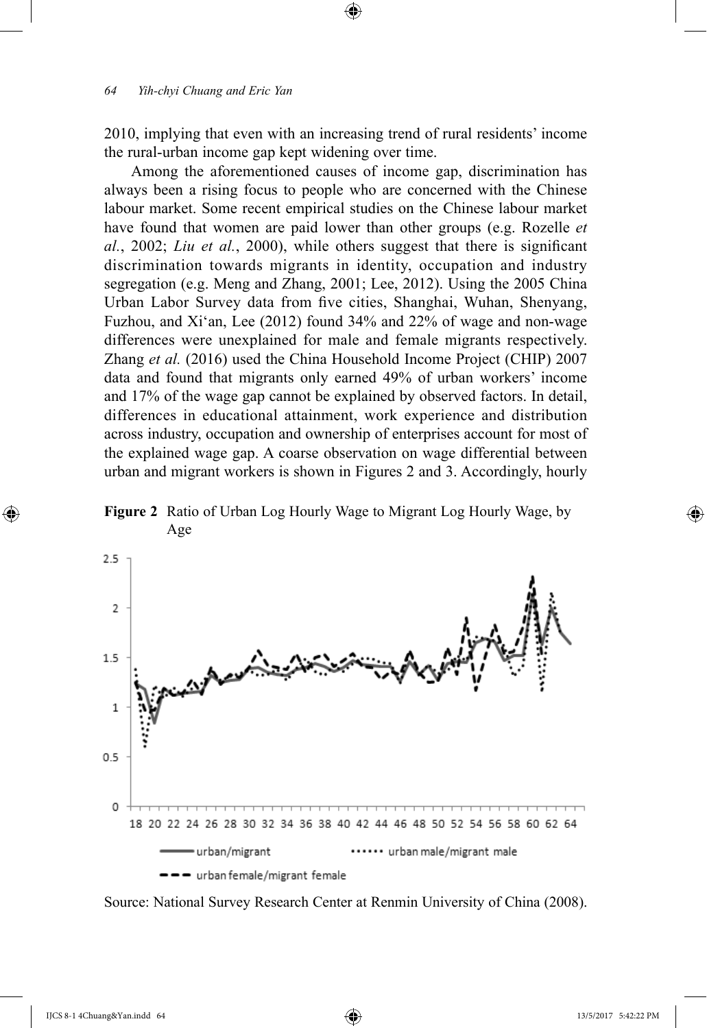2010, implying that even with an increasing trend of rural residents' income the rural-urban income gap kept widening over time.

Among the aforementioned causes of income gap, discrimination has always been a rising focus to people who are concerned with the Chinese labour market. Some recent empirical studies on the Chinese labour market have found that women are paid lower than other groups (e.g. Rozelle *et al.*, 2002; *Liu et al.*, 2000), while others suggest that there is significant discrimination towards migrants in identity, occupation and industry segregation (e.g. Meng and Zhang, 2001; Lee, 2012). Using the 2005 China Urban Labor Survey data from five cities, Shanghai, Wuhan, Shenyang, Fuzhou, and Xi'an, Lee (2012) found 34% and 22% of wage and non-wage differences were unexplained for male and female migrants respectively. Zhang *et al.* (2016) used the China Household Income Project (CHIP) 2007 data and found that migrants only earned 49% of urban workers' income and 17% of the wage gap cannot be explained by observed factors. In detail, differences in educational attainment, work experience and distribution across industry, occupation and ownership of enterprises account for most of the explained wage gap. A coarse observation on wage differential between urban and migrant workers is shown in Figures 2 and 3. Accordingly, hourly

**Figure 2** Ratio of Urban Log Hourly Wage to Migrant Log Hourly Wage, by Age

Source: National Survey Research Center at Renmin University of China (2008).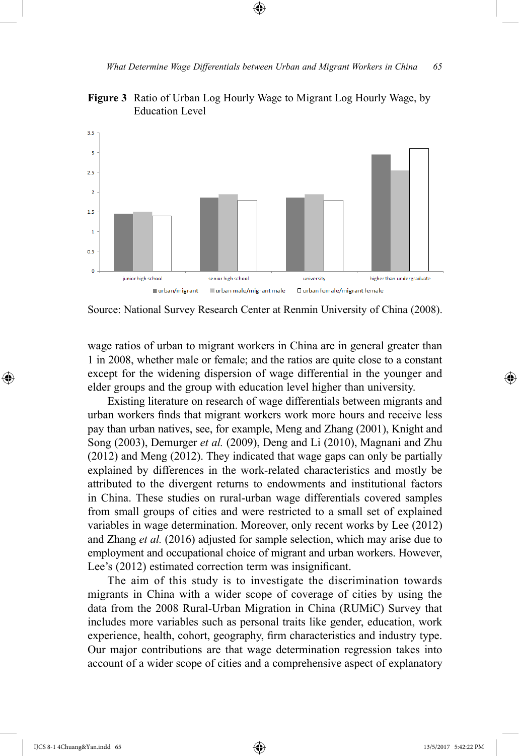**Figure 3** Ratio of Urban Log Hourly Wage to Migrant Log Hourly Wage, by Education Level

Source: National Survey Research Center at Renmin University of China (2008).

wage ratios of urban to migrant workers in China are in general greater than 1 in 2008, whether male or female; and the ratios are quite close to a constant except for the widening dispersion of wage differential in the younger and elder groups and the group with education level higher than university.

Existing literature on research of wage differentials between migrants and urban workers finds that migrant workers work more hours and receive less pay than urban natives, see, for example, Meng and Zhang (2001), Knight and Song (2003), Demurger *et al.* (2009), Deng and Li (2010), Magnani and Zhu (2012) and Meng (2012). They indicated that wage gaps can only be partially explained by differences in the work-related characteristics and mostly be attributed to the divergent returns to endowments and institutional factors in China. These studies on rural-urban wage differentials covered samples from small groups of cities and were restricted to a small set of explained variables in wage determination. Moreover, only recent works by Lee (2012) and Zhang *et al.* (2016) adjusted for sample selection, which may arise due to employment and occupational choice of migrant and urban workers. However, Lee's (2012) estimated correction term was insignificant.

The aim of this study is to investigate the discrimination towards migrants in China with a wider scope of coverage of cities by using the data from the 2008 Rural-Urban Migration in China (RUMiC) Survey that includes more variables such as personal traits like gender, education, work experience, health, cohort, geography, firm characteristics and industry type. Our major contributions are that wage determination regression takes into account of a wider scope of cities and a comprehensive aspect of explanatory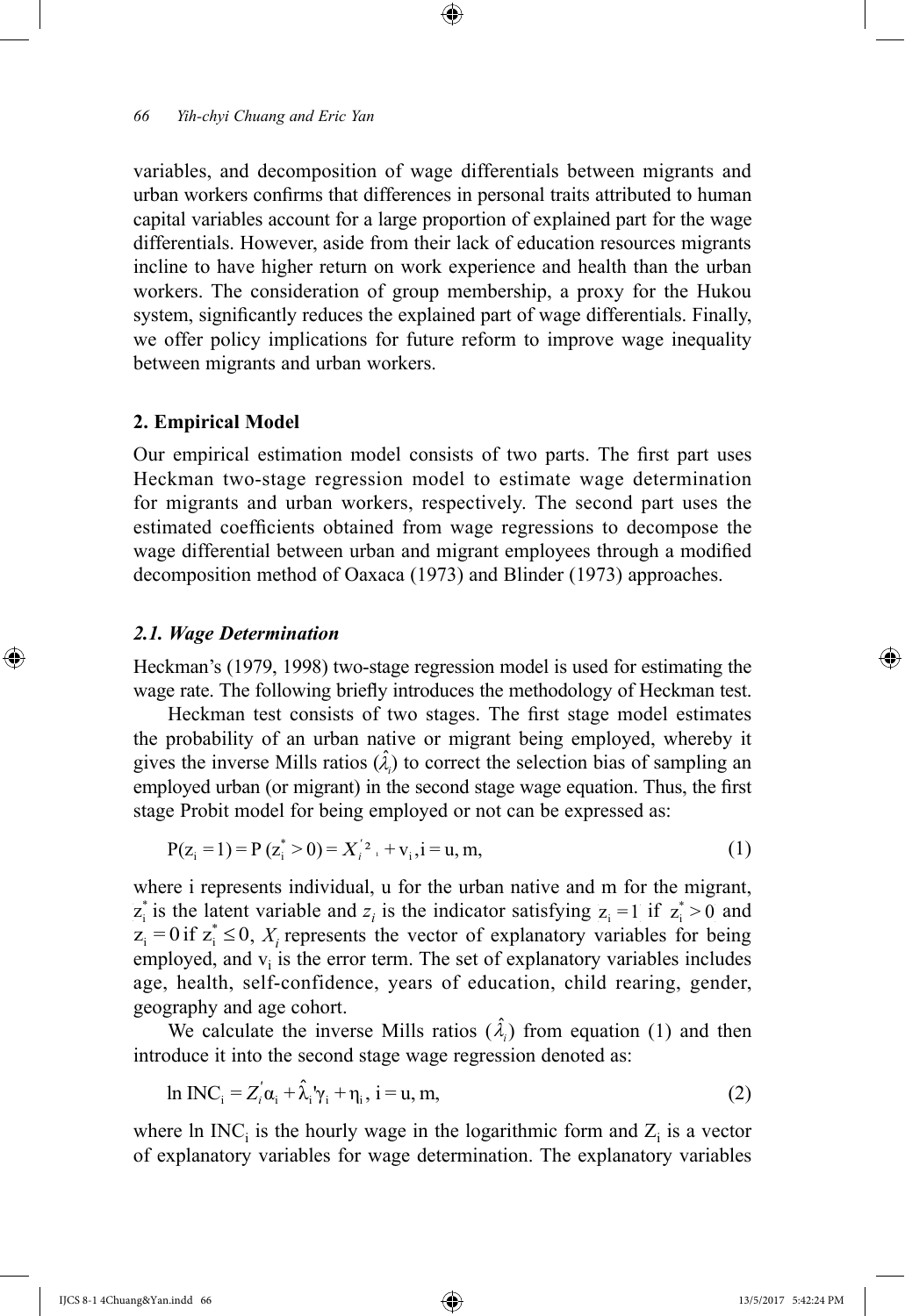variables, and decomposition of wage differentials between migrants and urban workers confirms that differences in personal traits attributed to human capital variables account for a large proportion of explained part for the wage differentials. However, aside from their lack of education resources migrants incline to have higher return on work experience and health than the urban workers. The consideration of group membership, a proxy for the Hukou system, significantly reduces the explained part of wage differentials. Finally, we offer policy implications for future reform to improve wage inequality between migrants and urban workers.

## 2. Empirical Model

Our empirical estimation model consists of two parts. The first part uses Heckman two-stage regression model to estimate wage determination for migrants and urban workers, respectively. The second part uses the estimated coefficients obtained from wage regressions to decompose the wage differential between urban and migrant employees through a modified decomposition method of Oaxaca (1973) and Blinder (1973) approaches.

### *2.1. Wage Determination*

Heckman's (1979, 1998) two-stage regression model is used for estimating the wage rate. The following briefly introduces the methodology of Heckman test.

Heckman test consists of two stages. The first stage model estimates the probability of an urban native or migrant being employed, whereby it gives the inverse Mills ratios ($\hat{\lambda}_i$) to correct the selection bias of sampling an employed urban (or migrant) in the second stage wage equation. Thus, the first stage Probit model for being employed or not can be expressed as:

$$P(z_i = 1) = P(z_i^* > 0) = X_i^{'}\beta_i + v_i, i = u, m, \quad (1)$$

where i represents individual, u for the urban native and m for the migrant, $z_i^*$ is the latent variable and $z_i$ is the indicator satisfying $z_i = 1$ if $z_i^* > 0$ and $z_i = 0$ if $z_i^* \leq 0$, $X_i$ represents the vector of explanatory variables for being employed, and $v_i$ is the error term. The set of explanatory variables includes age, health, self-confidence, years of education, child rearing, gender, geography and age cohort.

We calculate the inverse Mills ratios ($\hat{\lambda}_i$) from equation (1) and then introduce it into the second stage wage regression denoted as:

$$\ln INC_i = Z_i^{'}\alpha_i + \hat{\lambda}_i^{'}\gamma_i + \eta_i, \; i = u, m, \quad (2)$$

where ln $INC_i$ is the hourly wage in the logarithmic form and $Z_i$ is a vector of explanatory variables for wage determination. The explanatory variables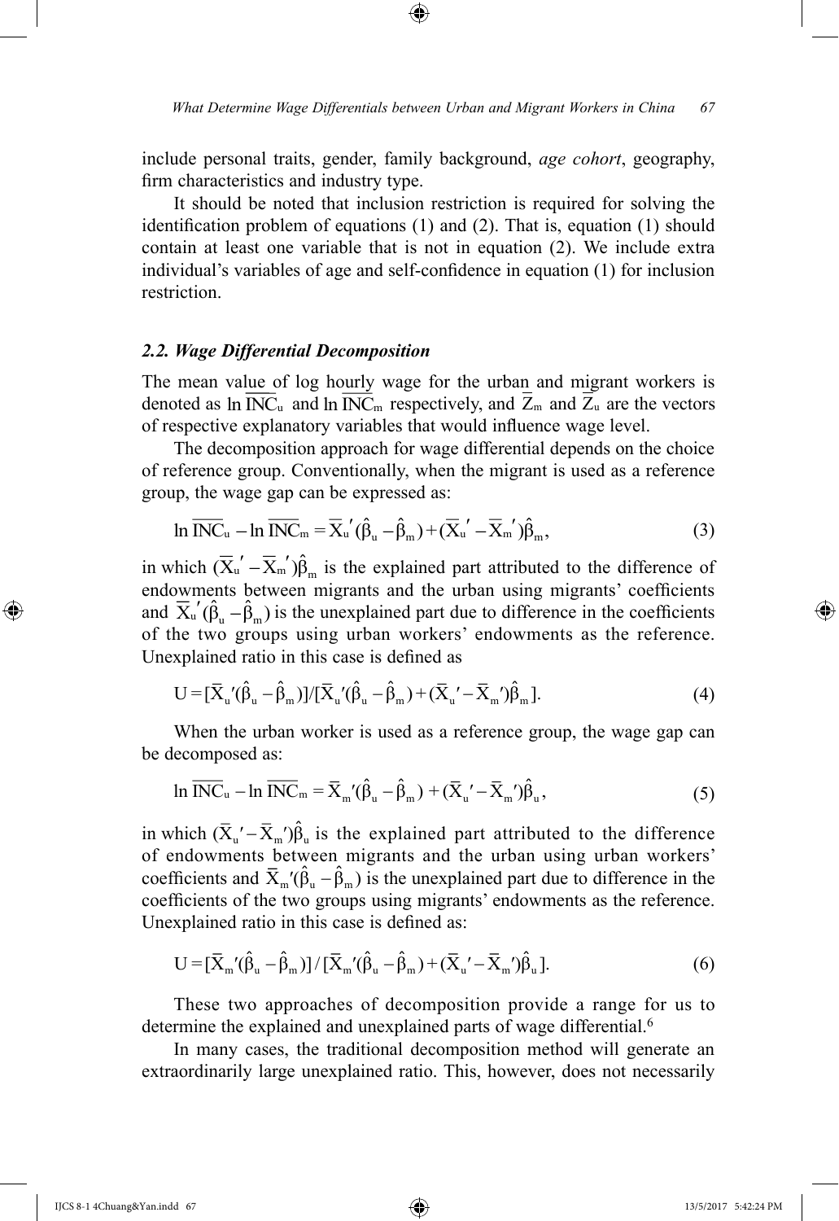include personal traits, gender, family background, *age cohort*, geography, firm characteristics and industry type.

It should be noted that inclusion restriction is required for solving the identification problem of equations (1) and (2). That is, equation (1) should contain at least one variable that is not in equation (2). We include extra individual's variables of age and self-confidence in equation (1) for inclusion restriction.

### *2.2. Wage Differential Decomposition*

The mean value of log hourly wage for the urban and migrant workers is denoted as $\ln \overline{\text{INC}}_u$ and $\ln \overline{\text{INC}}_m$ respectively, and $\overline{Z}_m$ and $\overline{Z}_u$ are the vectors of respective explanatory variables that would influence wage level.

The decomposition approach for wage differential depends on the choice of reference group. Conventionally, when the migrant is used as a reference group, the wage gap can be expressed as:

$$\ln \overline{\text{INC}}_u - \ln \overline{\text{INC}}_m = \overline{X}_u'(\hat{\beta}_u - \hat{\beta}_m) + (\overline{X}_u' - \overline{X}_m')\hat{\beta}_m, \tag{3}$$

in which $(\overline{X}_u' - \overline{X}_m')\hat{\beta}_m$ is the explained part attributed to the difference of endowments between migrants and the urban using migrants' coefficients and $\overline{X}_u'(\hat{\beta}_u - \hat{\beta}_m)$ is the unexplained part due to difference in the coefficients of the two groups using urban workers' endowments as the reference. Unexplained ratio in this case is defined as

$$U = [\overline{X}_u'(\hat{\beta}_u - \hat{\beta}_m)]/[\overline{X}_u'(\hat{\beta}_u - \hat{\beta}_m) + (\overline{X}_u' - \overline{X}_m')\hat{\beta}_m]. \tag{4}$$

When the urban worker is used as a reference group, the wage gap can be decomposed as:

$$\ln \overline{\text{INC}}_u - \ln \overline{\text{INC}}_m = \overline{X}_m'(\hat{\beta}_u - \hat{\beta}_m) + (\overline{X}_u' - \overline{X}_m')\hat{\beta}_u, \tag{5}$$

in which $(\overline{X}_u' - \overline{X}_m')\hat{\beta}_u$ is the explained part attributed to the difference of endowments between migrants and the urban using urban workers' coefficients and $\overline{X}_m'(\hat{\beta}_u - \hat{\beta}_m)$ is the unexplained part due to difference in the coefficients of the two groups using migrants' endowments as the reference. Unexplained ratio in this case is defined as:

$$U = [\overline{X}_m'(\hat{\beta}_u - \hat{\beta}_m)]/[\overline{X}_m'(\hat{\beta}_u - \hat{\beta}_m) + (\overline{X}_u' - \overline{X}_m')\hat{\beta}_u]. \tag{6}$$

These two approaches of decomposition provide a range for us to determine the explained and unexplained parts of wage differential.[6]

In many cases, the traditional decomposition method will generate an extraordinarily large unexplained ratio. This, however, does not necessarily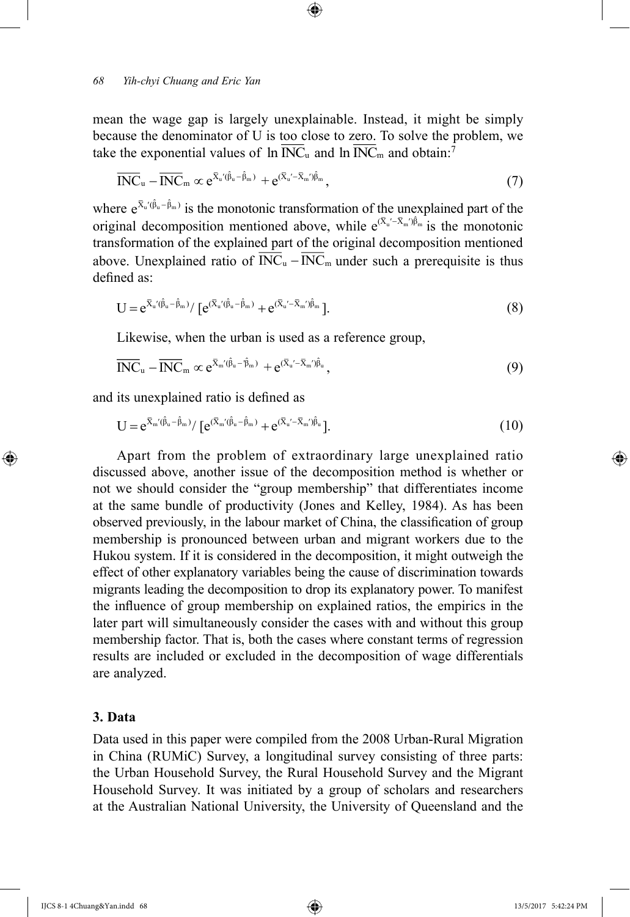mean the wage gap is largely unexplainable. Instead, it might be simply because the denominator of U is too close to zero. To solve the problem, we take the exponential values of $\ln \overline{\text{INC}}_u$ and $\ln \overline{\text{INC}}_m$ and obtain:[7]

$$\overline{\text{INC}}_u - \overline{\text{INC}}_m \propto e^{\bar{X}_u'(\hat{\beta}_u - \hat{\beta}_m)} + e^{(\bar{X}_u' - \bar{X}_m')\hat{\beta}_m}, \tag{7}$$

where $e^{\bar{X}_u'(\hat{\beta}_u - \hat{\beta}_m)}$ is the monotonic transformation of the unexplained part of the original decomposition mentioned above, while $e^{(\bar{X}_u' - \bar{X}_m')\hat{\beta}_m}$ is the monotonic transformation of the explained part of the original decomposition mentioned above. Unexplained ratio of $\overline{\text{INC}}_u - \overline{\text{INC}}_m$ under such a prerequisite is thus defined as:

$$U = e^{\bar{X}_u'(\hat{\beta}_u - \hat{\beta}_m)} / [e^{(\bar{X}_u'(\hat{\beta}_u - \hat{\beta}_m)} + e^{(\bar{X}_u' - \bar{X}_m')\hat{\beta}_m}]. \tag{8}$$

Likewise, when the urban is used as a reference group,

$$\overline{\text{INC}}_u - \overline{\text{INC}}_m \propto e^{\bar{X}_m'(\hat{\beta}_u - \hat{\beta}_m)} + e^{(\bar{X}_u' - \bar{X}_m')\hat{\beta}_u}, \tag{9}$$

and its unexplained ratio is defined as

$$U = e^{\bar{X}_m'(\hat{\beta}_u - \hat{\beta}_m)} / [e^{(\bar{X}_m'(\hat{\beta}_u - \hat{\beta}_m)} + e^{(\bar{X}_u' - \bar{X}_m')\hat{\beta}_u}]. \tag{10}$$

Apart from the problem of extraordinary large unexplained ratio discussed above, another issue of the decomposition method is whether or not we should consider the "group membership" that differentiates income at the same bundle of productivity (Jones and Kelley, 1984). As has been observed previously, in the labour market of China, the classification of group membership is pronounced between urban and migrant workers due to the Hukou system. If it is considered in the decomposition, it might outweigh the effect of other explanatory variables being the cause of discrimination towards migrants leading the decomposition to drop its explanatory power. To manifest the influence of group membership on explained ratios, the empirics in the later part will simultaneously consider the cases with and without this group membership factor. That is, both the cases where constant terms of regression results are included or excluded in the decomposition of wage differentials are analyzed.

## 3. Data

Data used in this paper were compiled from the 2008 Urban-Rural Migration in China (RUMiC) Survey, a longitudinal survey consisting of three parts: the Urban Household Survey, the Rural Household Survey and the Migrant Household Survey. It was initiated by a group of scholars and researchers at the Australian National University, the University of Queensland and the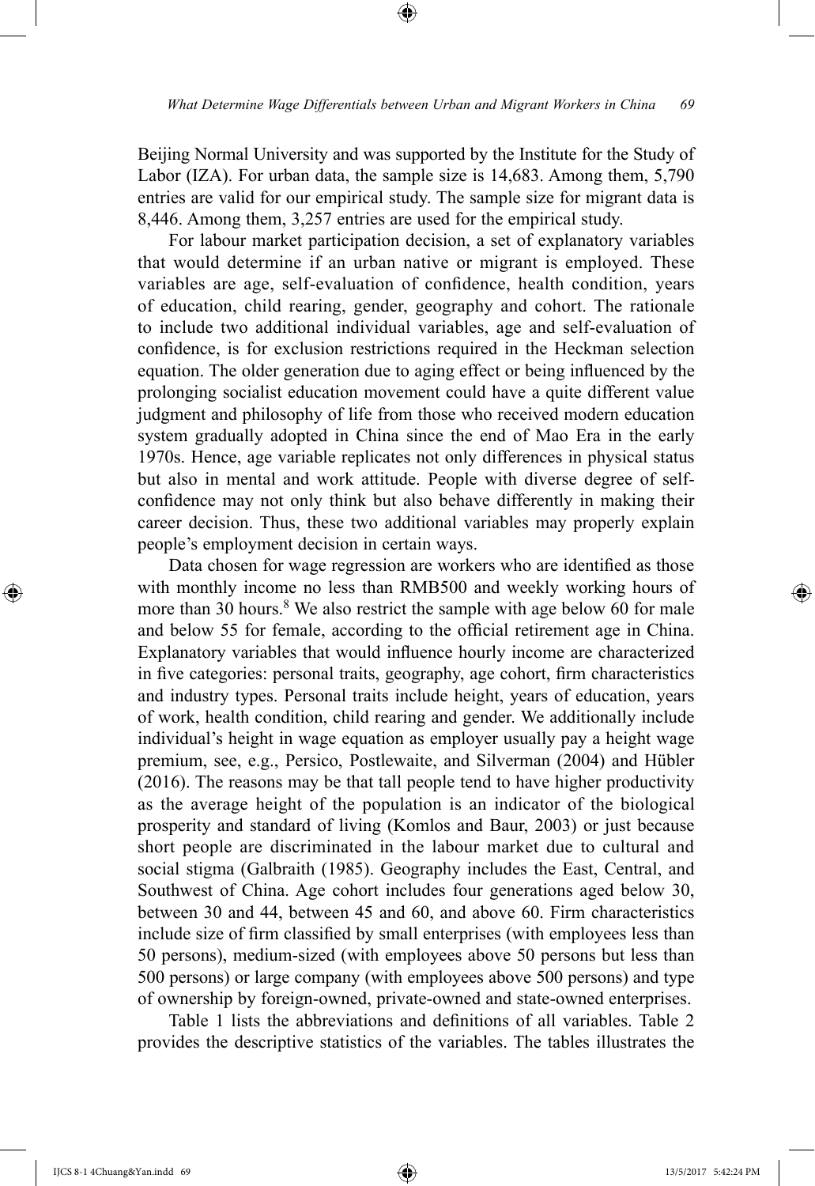Beijing Normal University and was supported by the Institute for the Study of Labor (IZA). For urban data, the sample size is 14,683. Among them, 5,790 entries are valid for our empirical study. The sample size for migrant data is 8,446. Among them, 3,257 entries are used for the empirical study.

For labour market participation decision, a set of explanatory variables that would determine if an urban native or migrant is employed. These variables are age, self-evaluation of confidence, health condition, years of education, child rearing, gender, geography and cohort. The rationale to include two additional individual variables, age and self-evaluation of confidence, is for exclusion restrictions required in the Heckman selection equation. The older generation due to aging effect or being influenced by the prolonging socialist education movement could have a quite different value judgment and philosophy of life from those who received modern education system gradually adopted in China since the end of Mao Era in the early 1970s. Hence, age variable replicates not only differences in physical status but also in mental and work attitude. People with diverse degree of self-confidence may not only think but also behave differently in making their career decision. Thus, these two additional variables may properly explain people's employment decision in certain ways.

Data chosen for wage regression are workers who are identified as those with monthly income no less than RMB500 and weekly working hours of more than 30 hours.[8] We also restrict the sample with age below 60 for male and below 55 for female, according to the official retirement age in China. Explanatory variables that would influence hourly income are characterized in five categories: personal traits, geography, age cohort, firm characteristics and industry types. Personal traits include height, years of education, years of work, health condition, child rearing and gender. We additionally include individual's height in wage equation as employer usually pay a height wage premium, see, e.g., Persico, Postlewaite, and Silverman (2004) and Hübler (2016). The reasons may be that tall people tend to have higher productivity as the average height of the population is an indicator of the biological prosperity and standard of living (Komlos and Baur, 2003) or just because short people are discriminated in the labour market due to cultural and social stigma (Galbraith (1985). Geography includes the East, Central, and Southwest of China. Age cohort includes four generations aged below 30, between 30 and 44, between 45 and 60, and above 60. Firm characteristics include size of firm classified by small enterprises (with employees less than 50 persons), medium-sized (with employees above 50 persons but less than 500 persons) or large company (with employees above 500 persons) and type of ownership by foreign-owned, private-owned and state-owned enterprises.

Table 1 lists the abbreviations and definitions of all variables. Table 2 provides the descriptive statistics of the variables. The tables illustrates the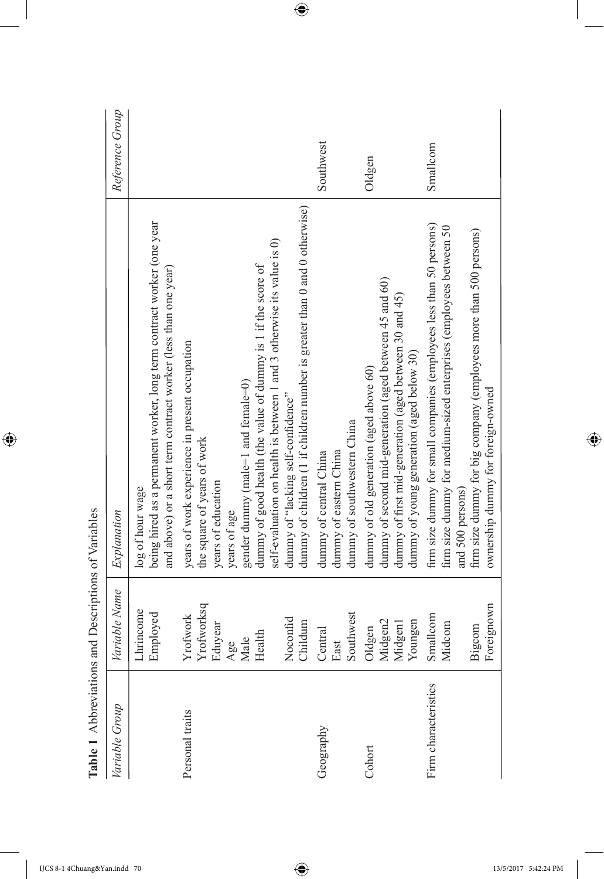**Table 1** Abbreviations and Descriptions of Variables

| *Variable Group* | *Variable Name* | *Explanation* | *Reference Group* |
|---|---|---|---|
| | Lhrincome | log of hour wage | |
| | Employed | being hired as a permanent worker, long term contract worker (one year and above) or a short term contract worker (less than one year) | |
| Personal traits | Yrofwork | years of work experience in present occupation | |
| | Yrofworksq | the square of years of work | |
| | Eduyear | years of education | |
| | Age | years of age | |
| | Male | gender dummy (male=1 and female=0) | |
| | Health | dummy of good health (the value of dummy is 1 if the score of self-evaluation on health is between 1 and 3 otherwise its value is 0) | |
| | Noconfid | dummy of "lacking self-confidence" | |
| | Childum | dummy of children (1 if children number is greater than 0 and 0 otherwise) | |
| Geography | Central | dummy of central China | Southwest |
| | East | dummy of eastern China | |
| | Southwest | dummy of southwestern China | |
| Cohort | Oldgen | dummy of old generation (aged above 60) | Oldgen |
| | Midgen2 | dummy of second mid-generation (aged between 45 and 60) | |
| | Midgen1 | dummy of first mid-generation (aged between 30 and 45) | |
| | Youngen | dummy of young generation (aged below 30) | |
| Firm characteristics | Smallcom | firm size dummy for small companies (employees less than 50 persons) | Smallcom |
| | Midcom | firm size dummy for medium-sized enterprises (employees between 50 and 500 persons) | |
| | Bigcom | firm size dummy for big company (employees more than 500 persons) | |
| | Foreignown | ownership dummy for foreign-owned | |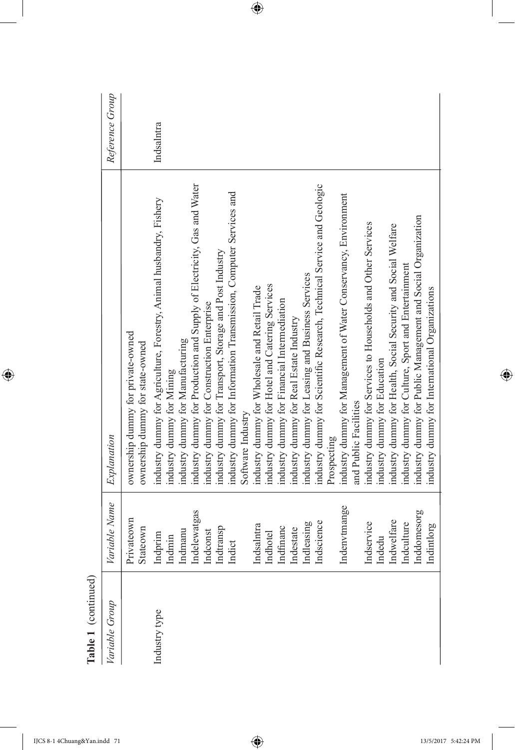**Table 1** (continued)

| Variable Group | Variable Name | Explanation | Reference Group |
|---|---|---|---|
| | Privateown | ownership dummy for private-owned | |
| | Stateown | ownership dummy for state-owned | |
| Industry type | Indprim | industry dummy for Agriculture, Forestry, Animal husbandry, Fishery | Indsalntra |
| | Indmin | industry dummy for Mining | |
| | Indmanu | industry dummy for Manufacturing | |
| | Indelewatgas | industry dummy for Production and Supply of Electricity, Gas and Water | |
| | Indconst | industry dummy for Construction Enterprise | |
| | Indtransp | industry dummy for Transport, Storage and Post Industry | |
| | Indict | industry dummy for Information Transmission, Computer Services and Software Industry | |
| | Indsalntra | industry dummy for Wholesale and Retail Trade | |
| | Indhotel | industry dummy for Hotel and Catering Services | |
| | Indfinanc | industry dummy for Financial Intermediation | |
| | Indestate | industry dummy for Real Estate Industry | |
| | Indleasing | industry dummy for Leasing and Business Services | |
| | Indscience | industry dummy for Scientific Research, Technical Service and Geologic Prospecting | |
| | Indenvtmange | industry dummy for Management of Water Conservancy, Environment and Public Facilities | |
| | Indservice | industry dummy for Services to Households and Other Services | |
| | Indedu | industry dummy for Education | |
| | Indwelfare | industry dummy for Health, Social Security and Social Welfare | |
| | Indculture | industry dummy for Culture, Sport and Entertainment | |
| | Inddomesorg | industry dummy for Public Management and Social Organization | |
| | Indintlorg | industry dummy for International Organizations | |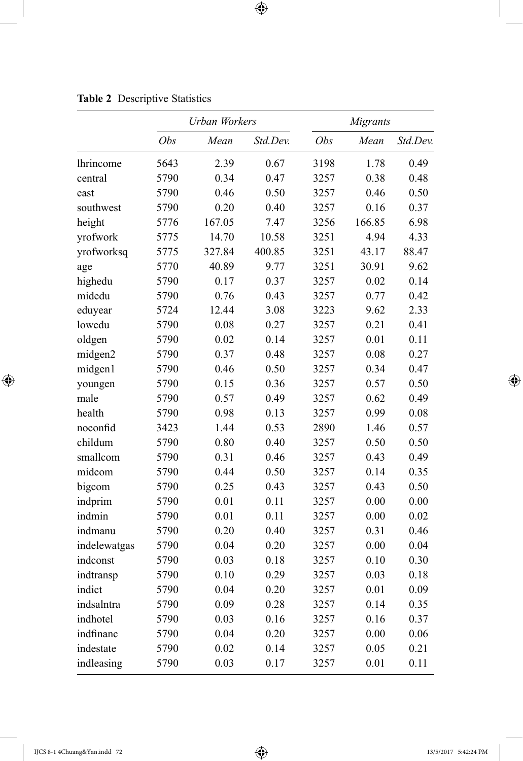**Table 2** Descriptive Statistics

| | *Urban Workers* | | | *Migrants* | | |
|---|---|---|---|---|---|---|
| | *Obs* | *Mean* | *Std.Dev.* | *Obs* | *Mean* | *Std.Dev.* |
| lhrincome | 5643 | 2.39 | 0.67 | 3198 | 1.78 | 0.49 |
| central | 5790 | 0.34 | 0.47 | 3257 | 0.38 | 0.48 |
| east | 5790 | 0.46 | 0.50 | 3257 | 0.46 | 0.50 |
| southwest | 5790 | 0.20 | 0.40 | 3257 | 0.16 | 0.37 |
| height | 5776 | 167.05 | 7.47 | 3256 | 166.85 | 6.98 |
| yrofwork | 5775 | 14.70 | 10.58 | 3251 | 4.94 | 4.33 |
| yrofworksq | 5775 | 327.84 | 400.85 | 3251 | 43.17 | 88.47 |
| age | 5770 | 40.89 | 9.77 | 3251 | 30.91 | 9.62 |
| highedu | 5790 | 0.17 | 0.37 | 3257 | 0.02 | 0.14 |
| midedu | 5790 | 0.76 | 0.43 | 3257 | 0.77 | 0.42 |
| eduyear | 5724 | 12.44 | 3.08 | 3223 | 9.62 | 2.33 |
| lowedu | 5790 | 0.08 | 0.27 | 3257 | 0.21 | 0.41 |
| oldgen | 5790 | 0.02 | 0.14 | 3257 | 0.01 | 0.11 |
| midgen2 | 5790 | 0.37 | 0.48 | 3257 | 0.08 | 0.27 |
| midgen1 | 5790 | 0.46 | 0.50 | 3257 | 0.34 | 0.47 |
| youngen | 5790 | 0.15 | 0.36 | 3257 | 0.57 | 0.50 |
| male | 5790 | 0.57 | 0.49 | 3257 | 0.62 | 0.49 |
| health | 5790 | 0.98 | 0.13 | 3257 | 0.99 | 0.08 |
| noconfid | 3423 | 1.44 | 0.53 | 2890 | 1.46 | 0.57 |
| childum | 5790 | 0.80 | 0.40 | 3257 | 0.50 | 0.50 |
| smallcom | 5790 | 0.31 | 0.46 | 3257 | 0.43 | 0.49 |
| midcom | 5790 | 0.44 | 0.50 | 3257 | 0.14 | 0.35 |
| bigcom | 5790 | 0.25 | 0.43 | 3257 | 0.43 | 0.50 |
| indprim | 5790 | 0.01 | 0.11 | 3257 | 0.00 | 0.00 |
| indmin | 5790 | 0.01 | 0.11 | 3257 | 0.00 | 0.02 |
| indmanu | 5790 | 0.20 | 0.40 | 3257 | 0.31 | 0.46 |
| indelewatgas | 5790 | 0.04 | 0.20 | 3257 | 0.00 | 0.04 |
| indconst | 5790 | 0.03 | 0.18 | 3257 | 0.10 | 0.30 |
| indtransp | 5790 | 0.10 | 0.29 | 3257 | 0.03 | 0.18 |
| indict | 5790 | 0.04 | 0.20 | 3257 | 0.01 | 0.09 |
| indsalntra | 5790 | 0.09 | 0.28 | 3257 | 0.14 | 0.35 |
| indhotel | 5790 | 0.03 | 0.16 | 3257 | 0.16 | 0.37 |
| indfinanc | 5790 | 0.04 | 0.20 | 3257 | 0.00 | 0.06 |
| indestate | 5790 | 0.02 | 0.14 | 3257 | 0.05 | 0.21 |
| indleasing | 5790 | 0.03 | 0.17 | 3257 | 0.01 | 0.11 |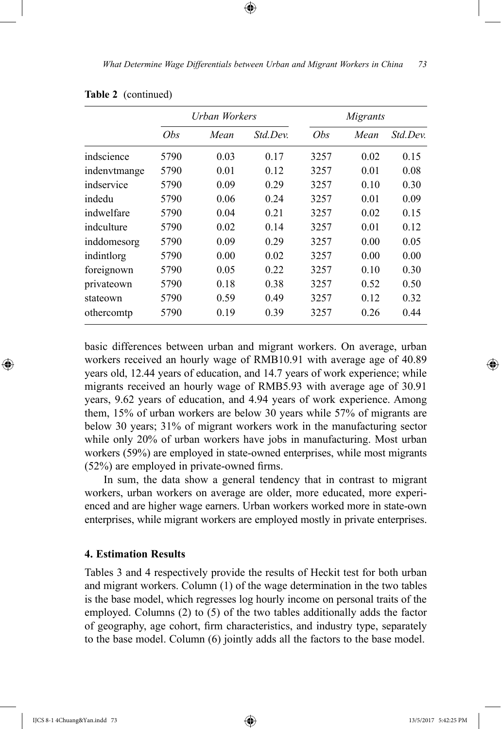**Table 2** (continued)

| | Urban Workers | | | Migrants | | |
|---|---|---|---|---|---|---|
| | *Obs* | *Mean* | *Std.Dev.* | *Obs* | *Mean* | *Std.Dev.* |
| indscience | 5790 | 0.03 | 0.17 | 3257 | 0.02 | 0.15 |
| indenvtmange | 5790 | 0.01 | 0.12 | 3257 | 0.01 | 0.08 |
| indservice | 5790 | 0.09 | 0.29 | 3257 | 0.10 | 0.30 |
| indedu | 5790 | 0.06 | 0.24 | 3257 | 0.01 | 0.09 |
| indwelfare | 5790 | 0.04 | 0.21 | 3257 | 0.02 | 0.15 |
| indculture | 5790 | 0.02 | 0.14 | 3257 | 0.01 | 0.12 |
| inddomesorg | 5790 | 0.09 | 0.29 | 3257 | 0.00 | 0.05 |
| indintlorg | 5790 | 0.00 | 0.02 | 3257 | 0.00 | 0.00 |
| foreignown | 5790 | 0.05 | 0.22 | 3257 | 0.10 | 0.30 |
| privateown | 5790 | 0.18 | 0.38 | 3257 | 0.52 | 0.50 |
| stateown | 5790 | 0.59 | 0.49 | 3257 | 0.12 | 0.32 |
| othercomtp | 5790 | 0.19 | 0.39 | 3257 | 0.26 | 0.44 |

basic differences between urban and migrant workers. On average, urban workers received an hourly wage of RMB10.91 with average age of 40.89 years old, 12.44 years of education, and 14.7 years of work experience; while migrants received an hourly wage of RMB5.93 with average age of 30.91 years, 9.62 years of education, and 4.94 years of work experience. Among them, 15% of urban workers are below 30 years while 57% of migrants are below 30 years; 31% of migrant workers work in the manufacturing sector while only 20% of urban workers have jobs in manufacturing. Most urban workers (59%) are employed in state-owned enterprises, while most migrants (52%) are employed in private-owned firms.

In sum, the data show a general tendency that in contrast to migrant workers, urban workers on average are older, more educated, more experienced and are higher wage earners. Urban workers worked more in state-own enterprises, while migrant workers are employed mostly in private enterprises.

### 4. Estimation Results

Tables 3 and 4 respectively provide the results of Heckit test for both urban and migrant workers. Column (1) of the wage determination in the two tables is the base model, which regresses log hourly income on personal traits of the employed. Columns (2) to (5) of the two tables additionally adds the factor of geography, age cohort, firm characteristics, and industry type, separately to the base model. Column (6) jointly adds all the factors to the base model.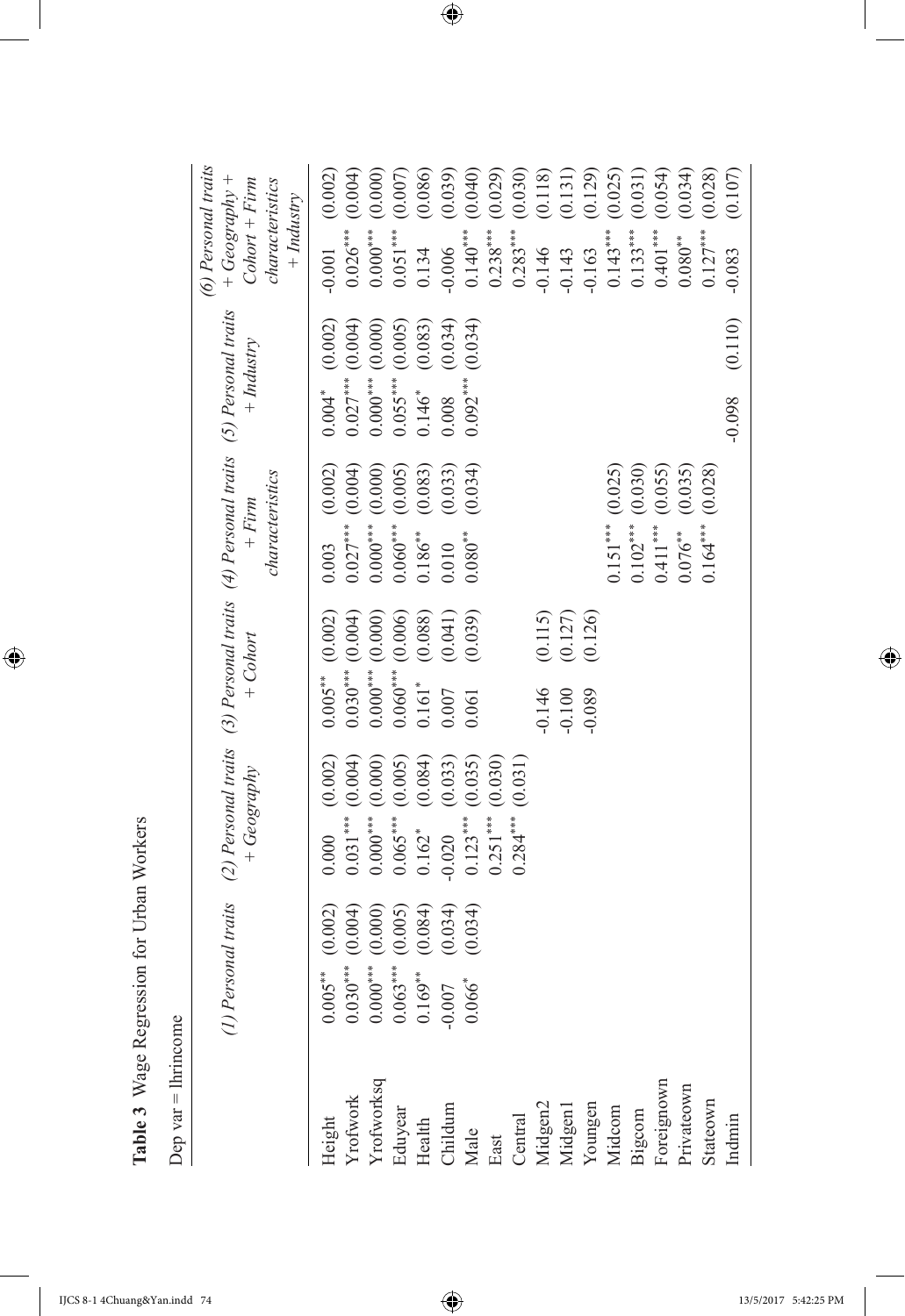**Table 3** Wage Regression for Urban Workers

Dep var = lhrincome

| | (1) Personal traits | | (2) Personal traits + Geography | | (3) Personal traits + Cohort | | (4) Personal traits + Firm characteristics | | (5) Personal traits + Industry | | (6) Personal traits + Geography + Cohort + Firm characteristics + Industry | |
|---|---|---|---|---|---|---|---|---|---|---|---|---|
| Height | 0.005** | (0.002) | 0.000 | (0.002) | 0.005** | (0.002) | 0.003 | (0.002) | 0.004* | (0.002) | -0.001 | (0.002) |
| Yrofwork | 0.030*** | (0.004) | 0.031*** | (0.004) | 0.030*** | (0.004) | 0.027*** | (0.004) | 0.027*** | (0.004) | 0.026*** | (0.004) |
| Yrofworksq | 0.000*** | (0.000) | 0.000*** | (0.000) | 0.000*** | (0.000) | 0.000*** | (0.000) | 0.000*** | (0.000) | 0.000*** | (0.000) |
| Eduyear | 0.063*** | (0.005) | 0.065*** | (0.005) | 0.060*** | (0.006) | 0.060*** | (0.005) | 0.055*** | (0.005) | 0.051*** | (0.007) |
| Health | 0.169** | (0.084) | 0.162* | (0.084) | 0.161* | (0.088) | 0.186** | (0.083) | 0.146* | (0.083) | 0.134 | (0.086) |
| Childum | -0.007 | (0.034) | -0.020 | (0.033) | 0.007 | (0.041) | 0.010 | (0.033) | 0.008 | (0.034) | -0.006 | (0.039) |
| Male | 0.066* | (0.034) | 0.123*** | (0.035) | 0.061 | (0.039) | 0.080** | (0.034) | 0.092*** | (0.034) | 0.140*** | (0.040) |
| East | | | 0.251*** | (0.030) | | | | | | | 0.238*** | (0.029) |
| Central | | | 0.284*** | (0.031) | | | | | | | 0.283*** | (0.030) |
| Midgen2 | | | | | -0.146 | (0.115) | | | | | -0.146 | (0.118) |
| Midgen1 | | | | | -0.100 | (0.127) | | | | | -0.143 | (0.131) |
| Youngen | | | | | -0.089 | (0.126) | | | | | -0.163 | (0.129) |
| Midcom | | | | | | | 0.151*** | (0.025) | | | 0.143*** | (0.025) |
| Bigcom | | | | | | | 0.102*** | (0.030) | | | 0.133*** | (0.031) |
| Foreignown | | | | | | | 0.411*** | (0.055) | | | 0.401*** | (0.054) |
| Privateown | | | | | | | 0.076** | (0.035) | | | 0.080** | (0.034) |
| Stateown | | | | | | | 0.164*** | (0.028) | | | 0.127*** | (0.028) |
| Indmin | | | | | | | | | -0.098 | (0.110) | -0.083 | (0.107) |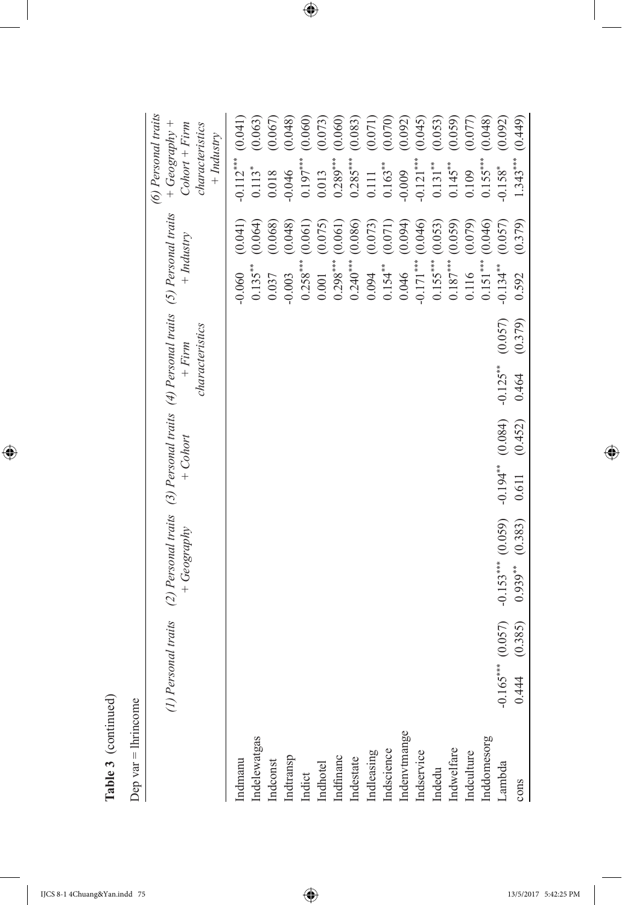**Table 3** (continued)

Dep var = lhrincome

| | (1) Personal traits | | (2) Personal traits + Geography | | (3) Personal traits + Cohort | | (4) Personal traits + Firm characteristics | | (5) Personal traits + Industry | | (6) Personal traits + Geography + Cohort + Firm characteristics + Industry | |
|---|---|---|---|---|---|---|---|---|---|---|---|---|
| Indmanu | | | | | | | | | -0.060 | (0.041) | -0.112*** | (0.041) |
| Indelewatgas | | | | | | | | | 0.135** | (0.064) | 0.113* | (0.063) |
| Indconst | | | | | | | | | 0.037 | (0.068) | 0.018 | (0.067) |
| Indtransp | | | | | | | | | -0.003 | (0.048) | -0.046 | (0.048) |
| Indict | | | | | | | | | 0.258*** | (0.061) | 0.197*** | (0.060) |
| Indhotel | | | | | | | | | 0.001 | (0.075) | 0.013 | (0.073) |
| Indfinanc | | | | | | | | | 0.298*** | (0.061) | 0.289*** | (0.060) |
| Indestate | | | | | | | | | 0.240*** | (0.086) | 0.285*** | (0.083) |
| Indleasing | | | | | | | | | 0.094 | (0.073) | 0.111 | (0.071) |
| Indscience | | | | | | | | | 0.154** | (0.071) | 0.163** | (0.070) |
| Indenvtmange | | | | | | | | | 0.046 | (0.094) | -0.009 | (0.092) |
| Indservice | | | | | | | | | -0.171*** | (0.046) | -0.121*** | (0.045) |
| Indedu | | | | | | | | | 0.155*** | (0.053) | 0.131** | (0.053) |
| Indwelfare | | | | | | | | | 0.187*** | (0.059) | 0.145** | (0.059) |
| Indculture | | | | | | | | | 0.116 | (0.079) | 0.109 | (0.077) |
| Inddomesorg | | | | | | | | | 0.151*** | (0.046) | 0.155*** | (0.048) |
| Lambda | -0.165*** | (0.057) | -0.153*** | (0.059) | -0.194** | (0.084) | -0.125** | (0.057) | -0.134** | (0.057) | -0.158* | (0.092) |
| cons | 0.444 | (0.385) | 0.939** | (0.383) | 0.611 | (0.452) | 0.464 | (0.379) | 0.592 | (0.379) | 1.343*** | (0.449) |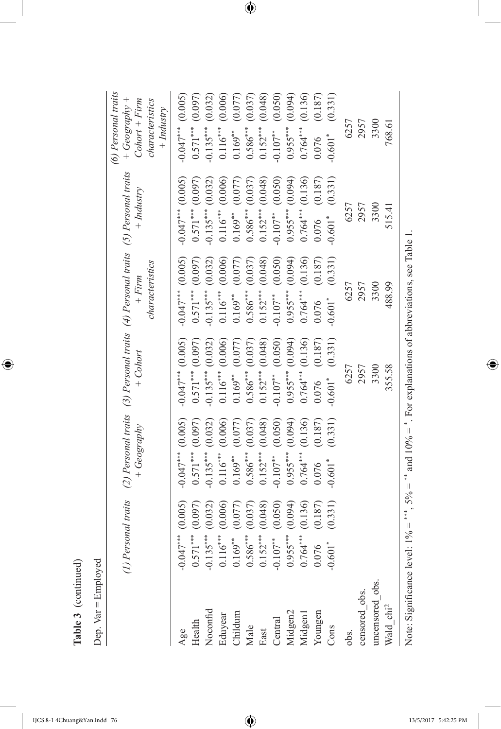**Table 3** (continued)

Dep. Var = Employed

| | (1) Personal traits | | (2) Personal traits + Geography | | (3) Personal traits + Cohort | | (4) Personal traits + Firm characteristics | | (5) Personal traits + Industry | | (6) Personal traits + Geography + Cohort + Firm characteristics + Industry | |
|---|---|---|---|---|---|---|---|---|---|---|---|---|
| Age | -0.047*** | (0.005) | -0.047*** | (0.005) | -0.047*** | (0.005) | -0.047*** | (0.005) | -0.047*** | (0.005) | -0.047*** | (0.005) |
| Health | 0.571*** | (0.097) | 0.571*** | (0.097) | 0.571*** | (0.097) | 0.571*** | (0.097) | 0.571*** | (0.097) | 0.571*** | (0.097) |
| Noconfid | -0.135*** | (0.032) | -0.135*** | (0.032) | -0.135*** | (0.032) | -0.135*** | (0.032) | -0.135*** | (0.032) | -0.135*** | (0.032) |
| Eduyear | 0.116*** | (0.006) | 0.116*** | (0.006) | 0.116*** | (0.006) | 0.116*** | (0.006) | 0.116*** | (0.006) | 0.116*** | (0.006) |
| Childum | 0.169** | (0.077) | 0.169** | (0.077) | 0.169** | (0.077) | 0.169** | (0.077) | 0.169** | (0.077) | 0.169** | (0.077) |
| Male | 0.586*** | (0.037) | 0.586*** | (0.037) | 0.586*** | (0.037) | 0.586*** | (0.037) | 0.586*** | (0.037) | 0.586*** | (0.037) |
| East | 0.152*** | (0.048) | 0.152*** | (0.048) | 0.152*** | (0.048) | 0.152*** | (0.048) | 0.152*** | (0.048) | 0.152*** | (0.048) |
| Central | -0.107** | (0.050) | -0.107** | (0.050) | -0.107** | (0.050) | -0.107** | (0.050) | -0.107** | (0.050) | -0.107** | (0.050) |
| Midgen2 | 0.955*** | (0.094) | 0.955*** | (0.094) | 0.955*** | (0.094) | 0.955*** | (0.094) | 0.955*** | (0.094) | 0.955*** | (0.094) |
| Midgen1 | 0.764*** | (0.136) | 0.764*** | (0.136) | 0.764*** | (0.136) | 0.764*** | (0.136) | 0.764*** | (0.136) | 0.764*** | (0.136) |
| Youngen | 0.076 | (0.187) | 0.076 | (0.187) | 0.076 | (0.187) | 0.076 | (0.187) | 0.076 | (0.187) | 0.076 | (0.187) |
| Cons | -0.601* | (0.331) | -0.601* | (0.331) | -0.601* | (0.331) | -0.601* | (0.331) | -0.601* | (0.331) | -0.601* | (0.331) |
| obs. | | | | | 6257 | | 6257 | | 6257 | | 6257 | |
| censored_obs. | | | | | 2957 | | 2957 | | 2957 | | 2957 | |
| uncensored_obs. | | | | | 3300 | | 3300 | | 3300 | | 3300 | |
| Wald_chi$^2$ | | | | | 355.58 | | 488.99 | | 515.41 | | 768.61 | |

Note: Significance level: 1% = ***, 5% = ** and 10% = *. For explanations of abbreviations, see Table 1.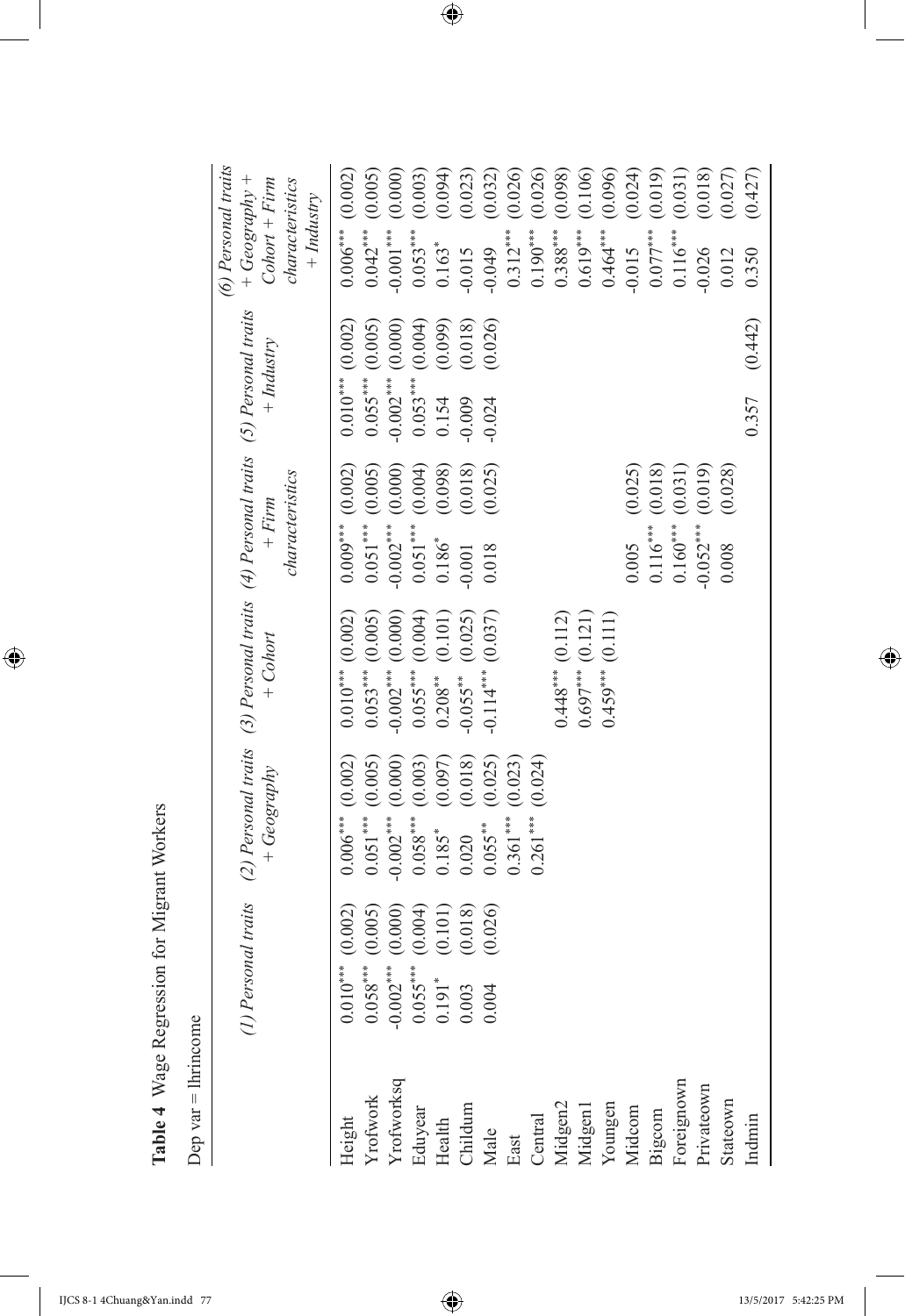**Table 4** Wage Regression for Migrant Workers

Dep var = lhrincome

| | (1) Personal traits | | (2) Personal traits + Geography | | (3) Personal traits + Cohort | | (4) Personal traits + Firm characteristics | | (5) Personal traits + Industry | | (6) Personal traits + Geography + Cohort + Firm characteristics + Industry | |
|---|---|---|---|---|---|---|---|---|---|---|---|---|
| Height | 0.010*** | (0.002) | 0.006*** | (0.002) | 0.010*** | (0.002) | 0.009*** | (0.002) | 0.010*** | (0.002) | 0.006*** | (0.002) |
| Yrofwork | 0.058*** | (0.005) | 0.051*** | (0.005) | 0.053*** | (0.005) | 0.051*** | (0.005) | 0.055*** | (0.005) | 0.042*** | (0.005) |
| Yrofworksq | -0.002*** | (0.000) | -0.002*** | (0.000) | -0.002*** | (0.000) | -0.002*** | (0.000) | -0.002*** | (0.000) | -0.001*** | (0.000) |
| Eduyear | 0.055*** | (0.004) | 0.058*** | (0.003) | 0.055*** | (0.004) | 0.051*** | (0.004) | 0.053*** | (0.004) | 0.053*** | (0.003) |
| Health | 0.191* | (0.101) | 0.185* | (0.097) | 0.208** | (0.101) | 0.186* | (0.098) | 0.154 | (0.099) | 0.163* | (0.094) |
| Childum | 0.003 | (0.018) | 0.020 | (0.018) | -0.055** | (0.025) | -0.001 | (0.018) | -0.009 | (0.018) | -0.015 | (0.023) |
| Male | 0.004 | (0.026) | 0.055** | (0.025) | -0.114*** | (0.037) | 0.018 | (0.025) | -0.024 | (0.026) | -0.049 | (0.032) |
| East | | | 0.361*** | (0.023) | | | | | | | 0.312*** | (0.026) |
| Central | | | 0.261*** | (0.024) | | | | | | | 0.190*** | (0.026) |
| Midgen2 | | | | | 0.448*** | (0.112) | | | | | 0.388*** | (0.098) |
| Midgen1 | | | | | 0.697*** | (0.121) | | | | | 0.619*** | (0.106) |
| Youngen | | | | | 0.459*** | (0.111) | | | | | 0.464*** | (0.096) |
| Midcom | | | | | | | 0.005 | (0.025) | | | -0.015 | (0.024) |
| Bigcom | | | | | | | 0.116*** | (0.018) | | | 0.077*** | (0.019) |
| Foreignown | | | | | | | 0.160*** | (0.031) | | | 0.116*** | (0.031) |
| Privateown | | | | | | | -0.052*** | (0.019) | | | -0.026 | (0.018) |
| Stateown | | | | | | | 0.008 | (0.028) | | | 0.012 | (0.027) |
| Indmin | | | | | | | | | 0.357 | (0.442) | 0.350 | (0.427) |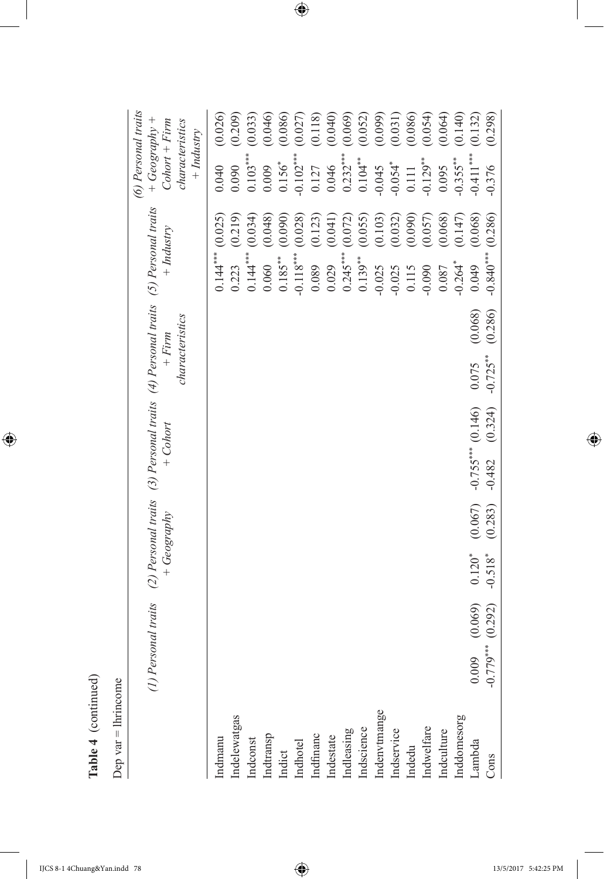**Table 4** (continued)

Dep var = lhrincome

| | *(1) Personal traits* | | *(2) Personal traits + Geography* | | *(3) Personal traits + Cohort* | | *(4) Personal traits + Firm characteristics* | | *(5) Personal traits + Industry* | | *(6) Personal traits + Geography + Cohort + Firm characteristics + Industry* | |
|---|---|---|---|---|---|---|---|---|---|---|---|---|
| Indmanu | | | | | | | | | 0.144*** | (0.025) | 0.040 | (0.026) |
| Indelewatgas | | | | | | | | | 0.223 | (0.219) | 0.090 | (0.209) |
| Indconst | | | | | | | | | 0.144*** | (0.034) | 0.103*** | (0.033) |
| Indtransp | | | | | | | | | 0.060 | (0.048) | 0.009 | (0.046) |
| Indict | | | | | | | | | 0.185** | (0.090) | 0.156* | (0.086) |
| Indhotel | | | | | | | | | -0.118*** | (0.028) | -0.102*** | (0.027) |
| Indfinanc | | | | | | | | | 0.089 | (0.123) | 0.127 | (0.118) |
| Indestate | | | | | | | | | 0.029 | (0.041) | 0.046 | (0.040) |
| Indleasing | | | | | | | | | 0.245*** | (0.072) | 0.232*** | (0.069) |
| Indscience | | | | | | | | | 0.139** | (0.055) | 0.104** | (0.052) |
| Indenvtmange | | | | | | | | | -0.025 | (0.103) | -0.045 | (0.099) |
| Indservice | | | | | | | | | -0.025 | (0.032) | -0.054* | (0.031) |
| Indedu | | | | | | | | | 0.115 | (0.090) | 0.111 | (0.086) |
| Indwelfare | | | | | | | | | -0.090 | (0.057) | -0.129** | (0.054) |
| Indculture | | | | | | | | | 0.087 | (0.068) | 0.095 | (0.064) |
| Inddomesorg | | | | | | | | | -0.264* | (0.147) | -0.355** | (0.140) |
| Lambda | 0.009 | (0.069) | 0.120* | (0.067) | -0.755*** | (0.146) | 0.075 | (0.068) | 0.049 | (0.068) | -0.411*** | (0.132) |
| Cons | -0.779*** | (0.292) | -0.518* | (0.283) | -0.482 | (0.324) | -0.725** | (0.286) | -0.840*** | (0.286) | -0.376 | (0.298) |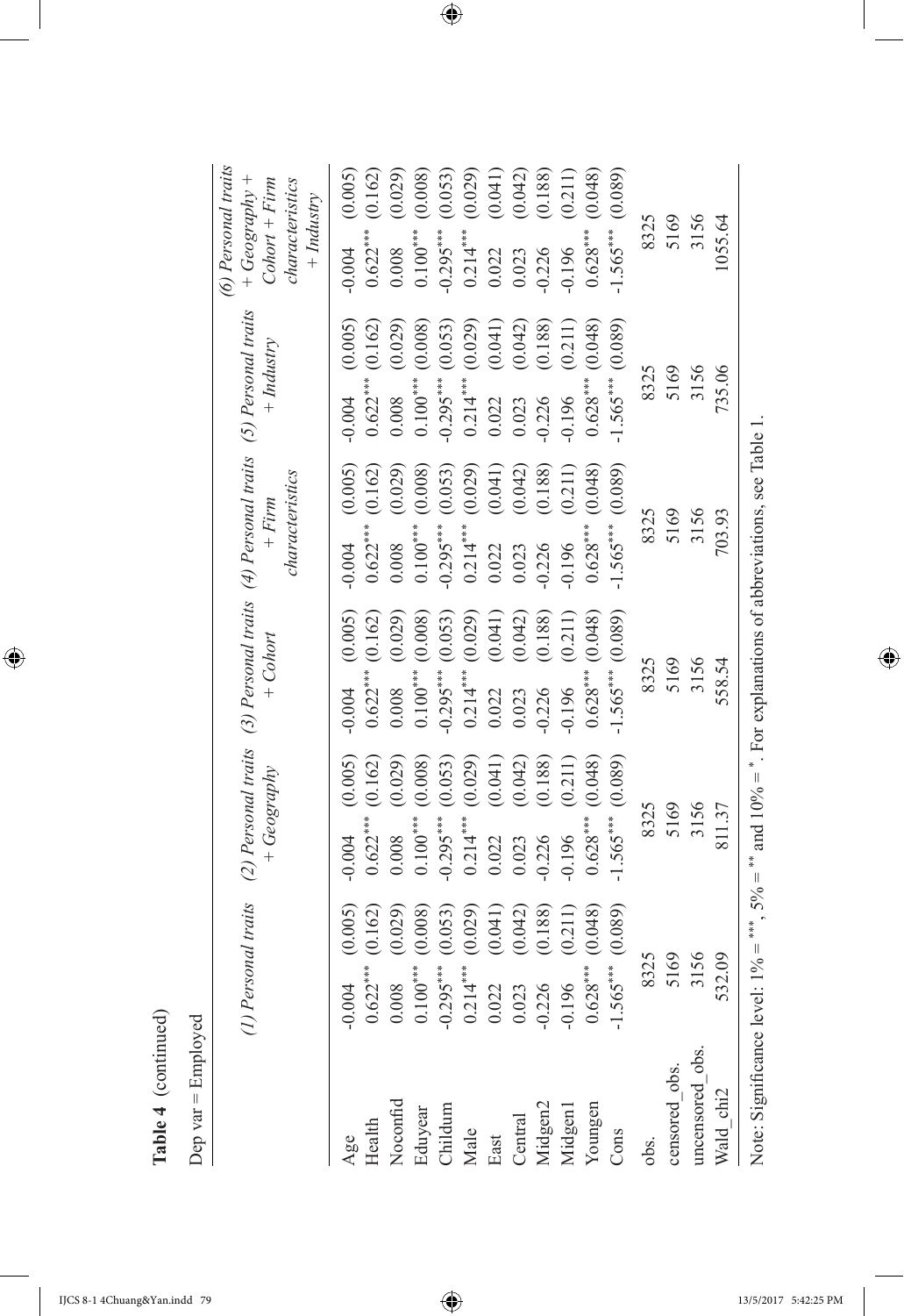**Table 4** (continued)

Dep var = Employed

| | (1) Personal traits | | (2) Personal traits + Geography | | (3) Personal traits + Cohort | | (4) Personal traits + Firm characteristics | | (5) Personal traits + Industry | | (6) Personal traits + Geography + Cohort + Firm characteristics + Industry | |
|---|---|---|---|---|---|---|---|---|---|---|---|---|
| Age | -0.004 | (0.005) | -0.004 | (0.005) | -0.004 | (0.005) | -0.004 | (0.005) | -0.004 | (0.005) | -0.004 | (0.005) |
| Health | 0.622*** | (0.162) | 0.622*** | (0.162) | 0.622*** | (0.162) | 0.622*** | (0.162) | 0.622*** | (0.162) | 0.622*** | (0.162) |
| Noconfid | 0.008 | (0.029) | 0.008 | (0.029) | 0.008 | (0.029) | 0.008 | (0.029) | 0.008 | (0.029) | 0.008 | (0.029) |
| Eduyear | 0.100*** | (0.008) | 0.100*** | (0.008) | 0.100*** | (0.008) | 0.100*** | (0.008) | 0.100*** | (0.008) | 0.100*** | (0.008) |
| Childum | -0.295*** | (0.053) | -0.295*** | (0.053) | -0.295*** | (0.053) | -0.295*** | (0.053) | -0.295*** | (0.053) | -0.295*** | (0.053) |
| Male | 0.214*** | (0.029) | 0.214*** | (0.029) | 0.214*** | (0.029) | 0.214*** | (0.029) | 0.214*** | (0.029) | 0.214*** | (0.029) |
| East | 0.022 | (0.041) | 0.022 | (0.041) | 0.022 | (0.041) | 0.022 | (0.041) | 0.022 | (0.041) | 0.022 | (0.041) |
| Central | 0.023 | (0.042) | 0.023 | (0.042) | 0.023 | (0.042) | 0.023 | (0.042) | 0.023 | (0.042) | 0.023 | (0.042) |
| Midgen2 | -0.226 | (0.188) | -0.226 | (0.188) | -0.226 | (0.188) | -0.226 | (0.188) | -0.226 | (0.188) | -0.226 | (0.188) |
| Midgen1 | -0.196 | (0.211) | -0.196 | (0.211) | -0.196 | (0.211) | -0.196 | (0.211) | -0.196 | (0.211) | -0.196 | (0.211) |
| Youngen | 0.628*** | (0.048) | 0.628*** | (0.048) | 0.628*** | (0.048) | 0.628*** | (0.048) | 0.628*** | (0.048) | 0.628*** | (0.048) |
| Cons | -1.565*** | (0.089) | -1.565*** | (0.089) | -1.565*** | (0.089) | -1.565*** | (0.089) | -1.565*** | (0.089) | -1.565*** | (0.089) |
| obs. | 8325 | | 8325 | | 8325 | | 8325 | | 8325 | | 8325 | |
| censored_obs. | 5169 | | 5169 | | 5169 | | 5169 | | 5169 | | 5169 | |
| uncensored_obs. | 3156 | | 3156 | | 3156 | | 3156 | | 3156 | | 3156 | |
| Wald_chi2 | 532.09 | | 811.37 | | 558.54 | | 703.93 | | 735.06 | | 1055.64 | |

Note: Significance level: 1% = ***, 5% = ** and 10% = *. For explanations of abbreviations, see Table 1.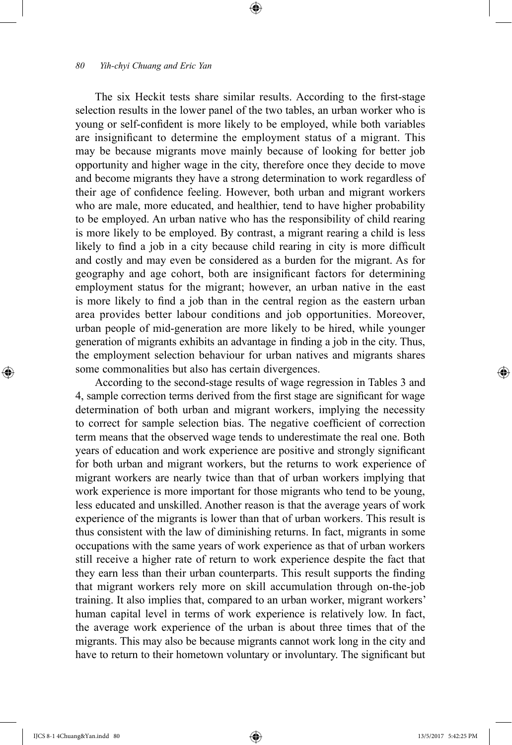The six Heckit tests share similar results. According to the first-stage selection results in the lower panel of the two tables, an urban worker who is young or self-confident is more likely to be employed, while both variables are insignificant to determine the employment status of a migrant. This may be because migrants move mainly because of looking for better job opportunity and higher wage in the city, therefore once they decide to move and become migrants they have a strong determination to work regardless of their age of confidence feeling. However, both urban and migrant workers who are male, more educated, and healthier, tend to have higher probability to be employed. An urban native who has the responsibility of child rearing is more likely to be employed. By contrast, a migrant rearing a child is less likely to find a job in a city because child rearing in city is more difficult and costly and may even be considered as a burden for the migrant. As for geography and age cohort, both are insignificant factors for determining employment status for the migrant; however, an urban native in the east is more likely to find a job than in the central region as the eastern urban area provides better labour conditions and job opportunities. Moreover, urban people of mid-generation are more likely to be hired, while younger generation of migrants exhibits an advantage in finding a job in the city. Thus, the employment selection behaviour for urban natives and migrants shares some commonalities but also has certain divergences.

According to the second-stage results of wage regression in Tables 3 and 4, sample correction terms derived from the first stage are significant for wage determination of both urban and migrant workers, implying the necessity to correct for sample selection bias. The negative coefficient of correction term means that the observed wage tends to underestimate the real one. Both years of education and work experience are positive and strongly significant for both urban and migrant workers, but the returns to work experience of migrant workers are nearly twice than that of urban workers implying that work experience is more important for those migrants who tend to be young, less educated and unskilled. Another reason is that the average years of work experience of the migrants is lower than that of urban workers. This result is thus consistent with the law of diminishing returns. In fact, migrants in some occupations with the same years of work experience as that of urban workers still receive a higher rate of return to work experience despite the fact that they earn less than their urban counterparts. This result supports the finding that migrant workers rely more on skill accumulation through on-the-job training. It also implies that, compared to an urban worker, migrant workers' human capital level in terms of work experience is relatively low. In fact, the average work experience of the urban is about three times that of the migrants. This may also be because migrants cannot work long in the city and have to return to their hometown voluntary or involuntary. The significant but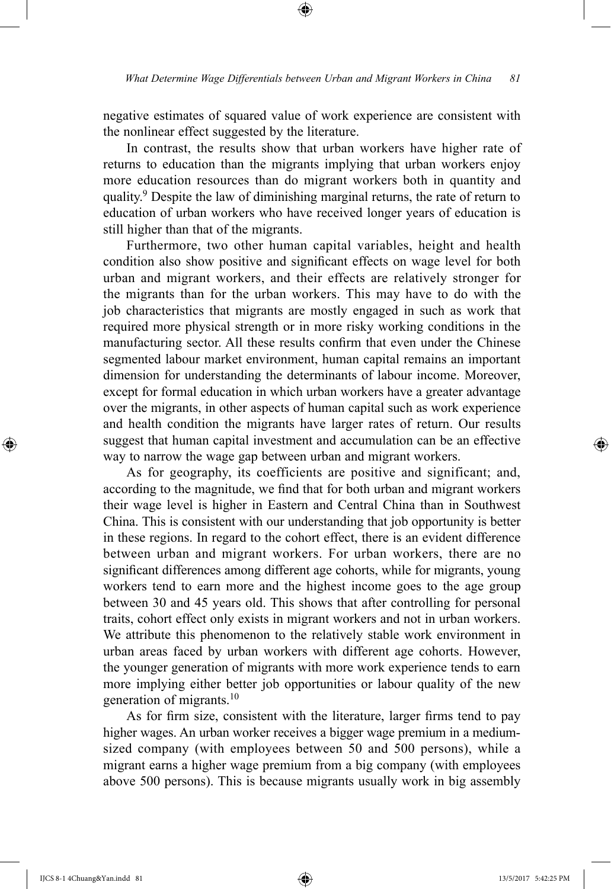negative estimates of squared value of work experience are consistent with the nonlinear effect suggested by the literature.

In contrast, the results show that urban workers have higher rate of returns to education than the migrants implying that urban workers enjoy more education resources than do migrant workers both in quantity and quality.[9] Despite the law of diminishing marginal returns, the rate of return to education of urban workers who have received longer years of education is still higher than that of the migrants.

Furthermore, two other human capital variables, height and health condition also show positive and significant effects on wage level for both urban and migrant workers, and their effects are relatively stronger for the migrants than for the urban workers. This may have to do with the job characteristics that migrants are mostly engaged in such as work that required more physical strength or in more risky working conditions in the manufacturing sector. All these results confirm that even under the Chinese segmented labour market environment, human capital remains an important dimension for understanding the determinants of labour income. Moreover, except for formal education in which urban workers have a greater advantage over the migrants, in other aspects of human capital such as work experience and health condition the migrants have larger rates of return. Our results suggest that human capital investment and accumulation can be an effective way to narrow the wage gap between urban and migrant workers.

As for geography, its coefficients are positive and significant; and, according to the magnitude, we find that for both urban and migrant workers their wage level is higher in Eastern and Central China than in Southwest China. This is consistent with our understanding that job opportunity is better in these regions. In regard to the cohort effect, there is an evident difference between urban and migrant workers. For urban workers, there are no significant differences among different age cohorts, while for migrants, young workers tend to earn more and the highest income goes to the age group between 30 and 45 years old. This shows that after controlling for personal traits, cohort effect only exists in migrant workers and not in urban workers. We attribute this phenomenon to the relatively stable work environment in urban areas faced by urban workers with different age cohorts. However, the younger generation of migrants with more work experience tends to earn more implying either better job opportunities or labour quality of the new generation of migrants.[10]

As for firm size, consistent with the literature, larger firms tend to pay higher wages. An urban worker receives a bigger wage premium in a medium-sized company (with employees between 50 and 500 persons), while a migrant earns a higher wage premium from a big company (with employees above 500 persons). This is because migrants usually work in big assembly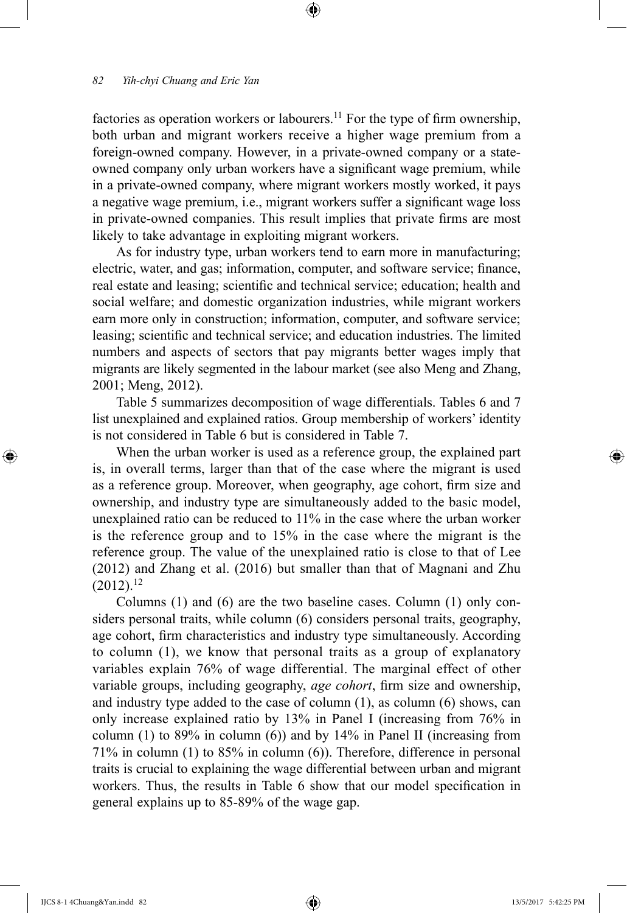factories as operation workers or labourers.[11] For the type of firm ownership, both urban and migrant workers receive a higher wage premium from a foreign-owned company. However, in a private-owned company or a state-owned company only urban workers have a significant wage premium, while in a private-owned company, where migrant workers mostly worked, it pays a negative wage premium, i.e., migrant workers suffer a significant wage loss in private-owned companies. This result implies that private firms are most likely to take advantage in exploiting migrant workers.

As for industry type, urban workers tend to earn more in manufacturing; electric, water, and gas; information, computer, and software service; finance, real estate and leasing; scientific and technical service; education; health and social welfare; and domestic organization industries, while migrant workers earn more only in construction; information, computer, and software service; leasing; scientific and technical service; and education industries. The limited numbers and aspects of sectors that pay migrants better wages imply that migrants are likely segmented in the labour market (see also Meng and Zhang, 2001; Meng, 2012).

Table 5 summarizes decomposition of wage differentials. Tables 6 and 7 list unexplained and explained ratios. Group membership of workers' identity is not considered in Table 6 but is considered in Table 7.

When the urban worker is used as a reference group, the explained part is, in overall terms, larger than that of the case where the migrant is used as a reference group. Moreover, when geography, age cohort, firm size and ownership, and industry type are simultaneously added to the basic model, unexplained ratio can be reduced to 11% in the case where the urban worker is the reference group and to 15% in the case where the migrant is the reference group. The value of the unexplained ratio is close to that of Lee (2012) and Zhang et al. (2016) but smaller than that of Magnani and Zhu (2012).[12]

Columns (1) and (6) are the two baseline cases. Column (1) only considers personal traits, while column (6) considers personal traits, geography, age cohort, firm characteristics and industry type simultaneously. According to column (1), we know that personal traits as a group of explanatory variables explain 76% of wage differential. The marginal effect of other variable groups, including geography, *age cohort*, firm size and ownership, and industry type added to the case of column (1), as column (6) shows, can only increase explained ratio by 13% in Panel I (increasing from 76% in column (1) to 89% in column (6)) and by 14% in Panel II (increasing from 71% in column (1) to 85% in column (6)). Therefore, difference in personal traits is crucial to explaining the wage differential between urban and migrant workers. Thus, the results in Table 6 show that our model specification in general explains up to 85-89% of the wage gap.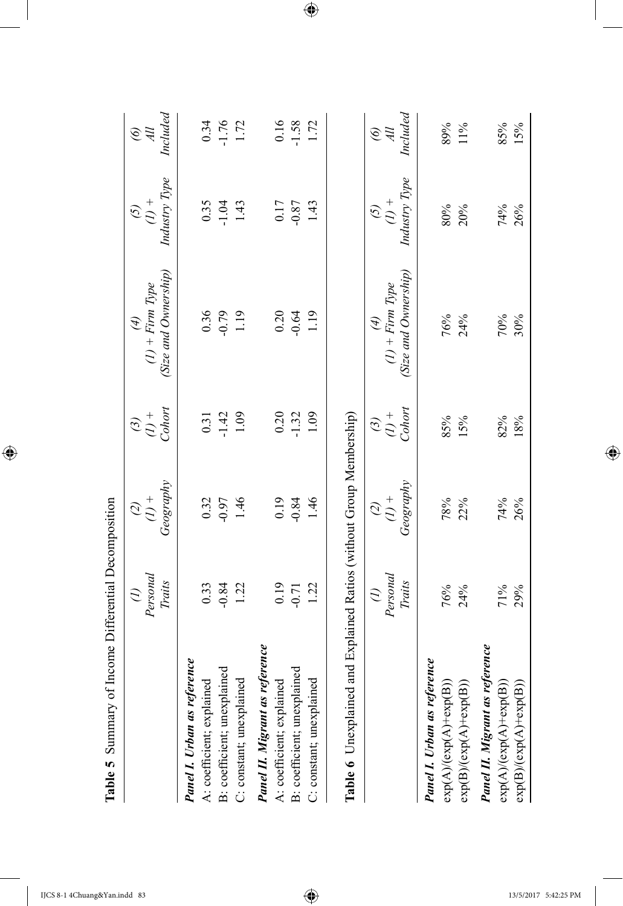**Table 5** Summary of Income Differential Decomposition

| | *(1) Personal Traits* | *(2) (1) + Geography* | *(3) (1) + Cohort* | *(4) (1) + Firm Type (Size and Ownership)* | *(5) (1) + Industry Type* | *(6) All Included* |
|---|---|---|---|---|---|---|
| ***Panel I. Urban as reference*** | | | | | | |
| A: coefficient; explained | 0.33 | 0.32 | 0.31 | 0.36 | 0.35 | 0.34 |
| B: coefficient; unexplained | -0.84 | -0.97 | -1.42 | -0.79 | -1.04 | -1.76 |
| C: constant; unexplained | 1.22 | 1.46 | 1.09 | 1.19 | 1.43 | 1.72 |
| ***Panel II. Migrant as reference*** | | | | | | |
| A: coefficient; explained | 0.19 | 0.19 | 0.20 | 0.20 | 0.17 | 0.16 |
| B: coefficient; unexplained | -0.71 | -0.84 | -1.32 | -0.64 | -0.87 | -1.58 |
| C: constant; unexplained | 1.22 | 1.46 | 1.09 | 1.19 | 1.43 | 1.72 |

**Table 6** Unexplained and Explained Ratios (without Group Membership)

| | *(1) Personal Traits* | *(2) (1) + Geography* | *(3) (1) + Cohort* | *(4) (1) + Firm Type (Size and Ownership)* | *(5) (1) + Industry Type* | *(6) All Included* |
|---|---|---|---|---|---|---|
| ***Panel I. Urban as reference*** | | | | | | |
| exp(A)/(exp(A)+exp(B)) | 76% | 78% | 85% | 76% | 80% | 89% |
| exp(B)/(exp(A)+exp(B)) | 24% | 22% | 15% | 24% | 20% | 11% |
| ***Panel II. Migrant as reference*** | | | | | | |
| exp(A)/(exp(A)+exp(B)) | 71% | 74% | 82% | 70% | 74% | 85% |
| exp(B)/(exp(A)+exp(B)) | 29% | 26% | 18% | 30% | 26% | 15% |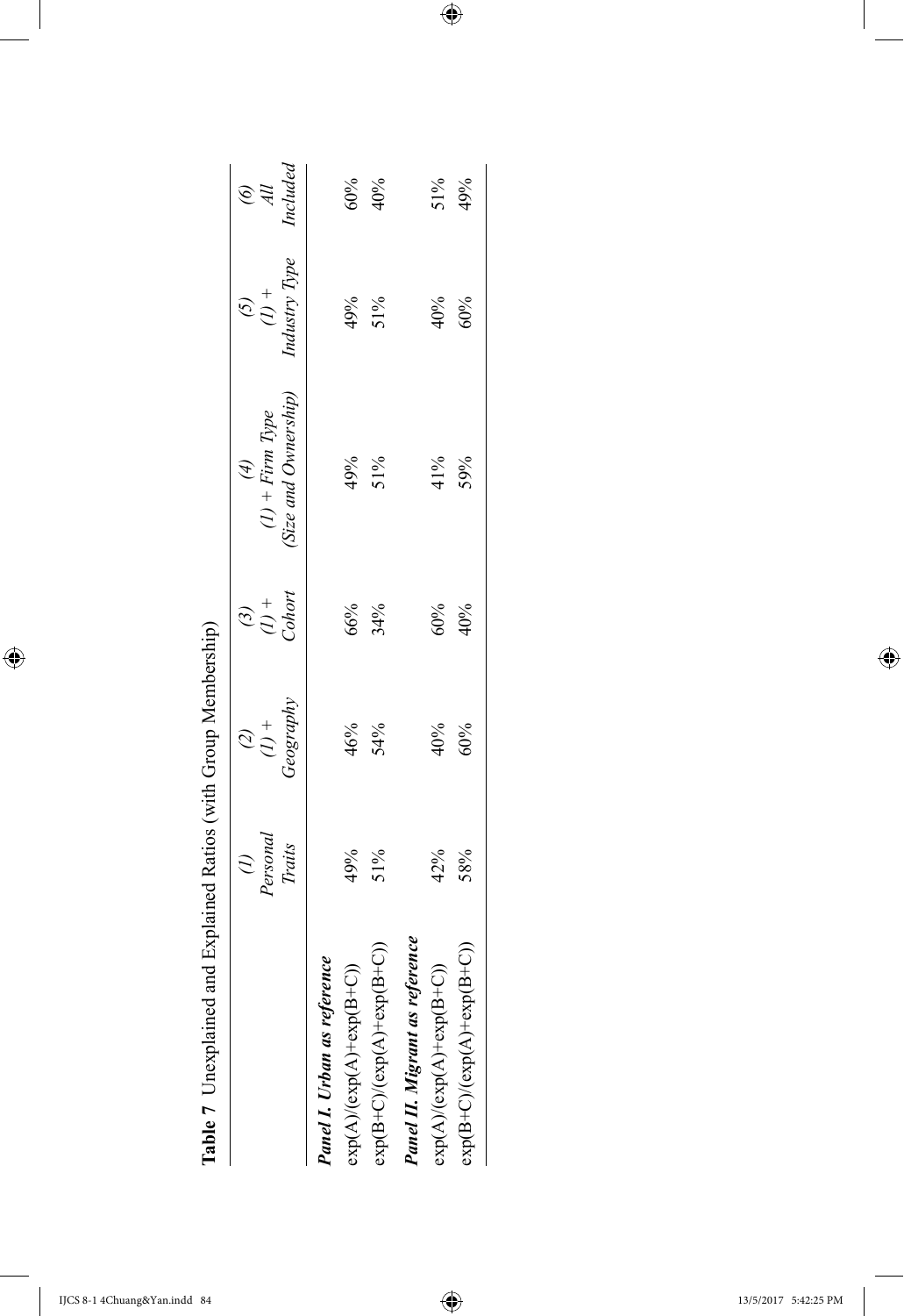**Table 7** Unexplained and Explained Ratios (with Group Membership)

| | *(1) Personal Traits* | *(2) (1) + Geography* | *(3) (1) + Cohort* | *(4) (1) + Firm Type (Size and Ownership)* | *(5) (1) + Industry Type* | *(6) All Included* |
|---|---|---|---|---|---|---|
| ***Panel I. Urban as reference*** | | | | | | |
| exp(A)/(exp(A)+exp(B+C)) | 49% | 46% | 66% | 49% | 49% | 60% |
| exp(B+C)/(exp(A)+exp(B+C)) | 51% | 54% | 34% | 51% | 51% | 40% |
| ***Panel II. Migrant as reference*** | | | | | | |
| exp(A)/(exp(A)+exp(B+C)) | 42% | 40% | 60% | 41% | 40% | 51% |
| exp(B+C)/(exp(A)+exp(B+C)) | 58% | 60% | 40% | 59% | 60% | 49% |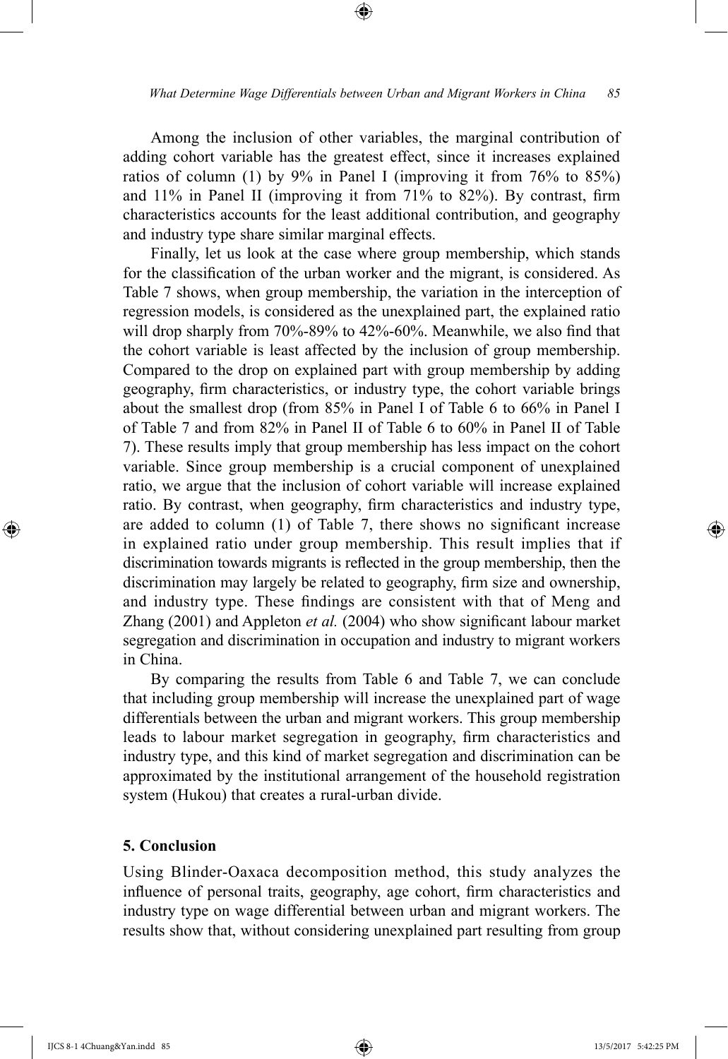Among the inclusion of other variables, the marginal contribution of adding cohort variable has the greatest effect, since it increases explained ratios of column (1) by 9% in Panel I (improving it from 76% to 85%) and 11% in Panel II (improving it from 71% to 82%). By contrast, firm characteristics accounts for the least additional contribution, and geography and industry type share similar marginal effects.

Finally, let us look at the case where group membership, which stands for the classification of the urban worker and the migrant, is considered. As Table 7 shows, when group membership, the variation in the interception of regression models, is considered as the unexplained part, the explained ratio will drop sharply from 70%-89% to 42%-60%. Meanwhile, we also find that the cohort variable is least affected by the inclusion of group membership. Compared to the drop on explained part with group membership by adding geography, firm characteristics, or industry type, the cohort variable brings about the smallest drop (from 85% in Panel I of Table 6 to 66% in Panel I of Table 7 and from 82% in Panel II of Table 6 to 60% in Panel II of Table 7). These results imply that group membership has less impact on the cohort variable. Since group membership is a crucial component of unexplained ratio, we argue that the inclusion of cohort variable will increase explained ratio. By contrast, when geography, firm characteristics and industry type, are added to column (1) of Table 7, there shows no significant increase in explained ratio under group membership. This result implies that if discrimination towards migrants is reflected in the group membership, then the discrimination may largely be related to geography, firm size and ownership, and industry type. These findings are consistent with that of Meng and Zhang (2001) and Appleton *et al.* (2004) who show significant labour market segregation and discrimination in occupation and industry to migrant workers in China.

By comparing the results from Table 6 and Table 7, we can conclude that including group membership will increase the unexplained part of wage differentials between the urban and migrant workers. This group membership leads to labour market segregation in geography, firm characteristics and industry type, and this kind of market segregation and discrimination can be approximated by the institutional arrangement of the household registration system (Hukou) that creates a rural-urban divide.

## 5. Conclusion

Using Blinder-Oaxaca decomposition method, this study analyzes the influence of personal traits, geography, age cohort, firm characteristics and industry type on wage differential between urban and migrant workers. The results show that, without considering unexplained part resulting from group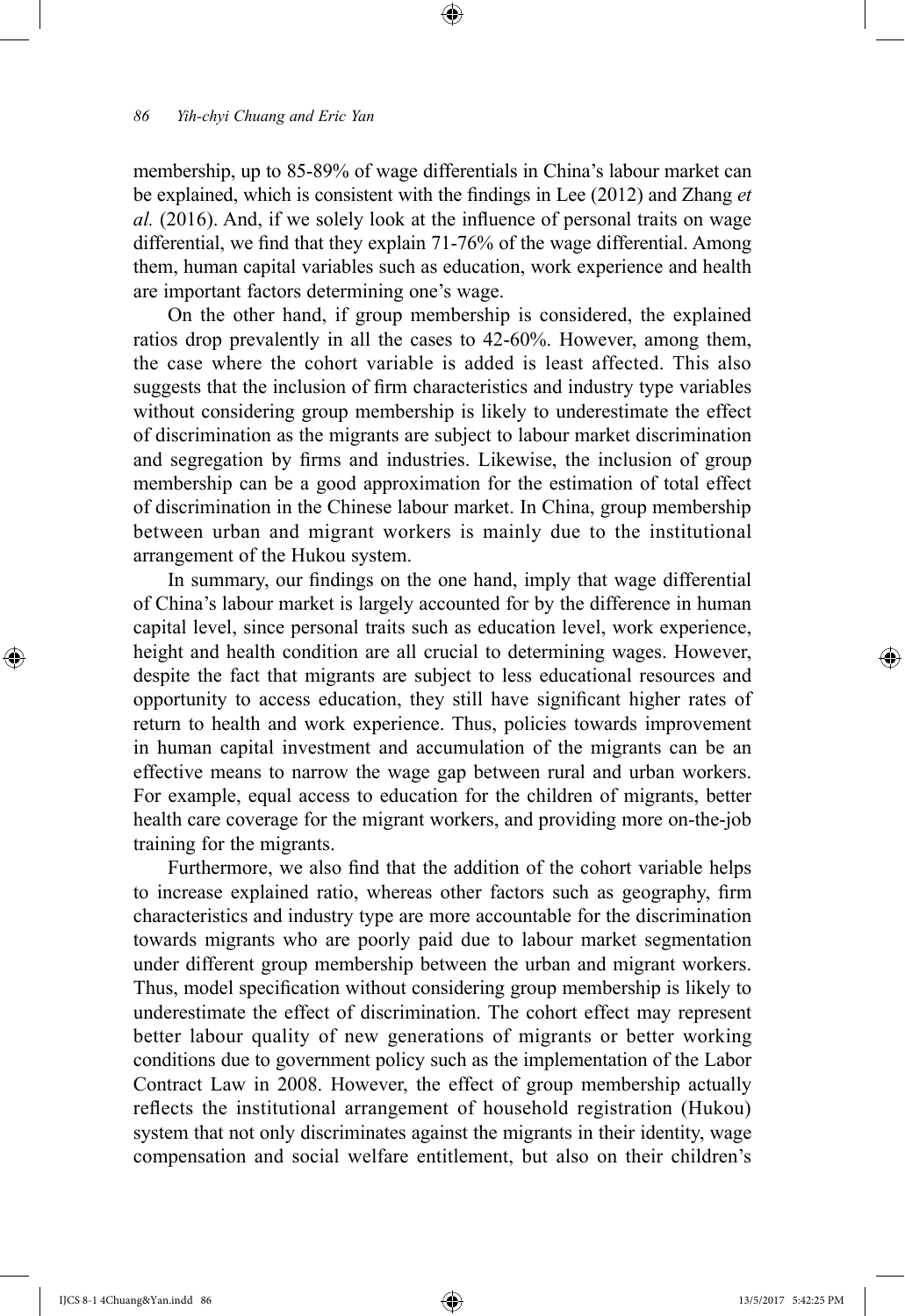membership, up to 85-89% of wage differentials in China's labour market can be explained, which is consistent with the findings in Lee (2012) and Zhang *et al.* (2016). And, if we solely look at the influence of personal traits on wage differential, we find that they explain 71-76% of the wage differential. Among them, human capital variables such as education, work experience and health are important factors determining one's wage.

On the other hand, if group membership is considered, the explained ratios drop prevalently in all the cases to 42-60%. However, among them, the case where the cohort variable is added is least affected. This also suggests that the inclusion of firm characteristics and industry type variables without considering group membership is likely to underestimate the effect of discrimination as the migrants are subject to labour market discrimination and segregation by firms and industries. Likewise, the inclusion of group membership can be a good approximation for the estimation of total effect of discrimination in the Chinese labour market. In China, group membership between urban and migrant workers is mainly due to the institutional arrangement of the Hukou system.

In summary, our findings on the one hand, imply that wage differential of China's labour market is largely accounted for by the difference in human capital level, since personal traits such as education level, work experience, height and health condition are all crucial to determining wages. However, despite the fact that migrants are subject to less educational resources and opportunity to access education, they still have significant higher rates of return to health and work experience. Thus, policies towards improvement in human capital investment and accumulation of the migrants can be an effective means to narrow the wage gap between rural and urban workers. For example, equal access to education for the children of migrants, better health care coverage for the migrant workers, and providing more on-the-job training for the migrants.

Furthermore, we also find that the addition of the cohort variable helps to increase explained ratio, whereas other factors such as geography, firm characteristics and industry type are more accountable for the discrimination towards migrants who are poorly paid due to labour market segmentation under different group membership between the urban and migrant workers. Thus, model specification without considering group membership is likely to underestimate the effect of discrimination. The cohort effect may represent better labour quality of new generations of migrants or better working conditions due to government policy such as the implementation of the Labor Contract Law in 2008. However, the effect of group membership actually reflects the institutional arrangement of household registration (Hukou) system that not only discriminates against the migrants in their identity, wage compensation and social welfare entitlement, but also on their children's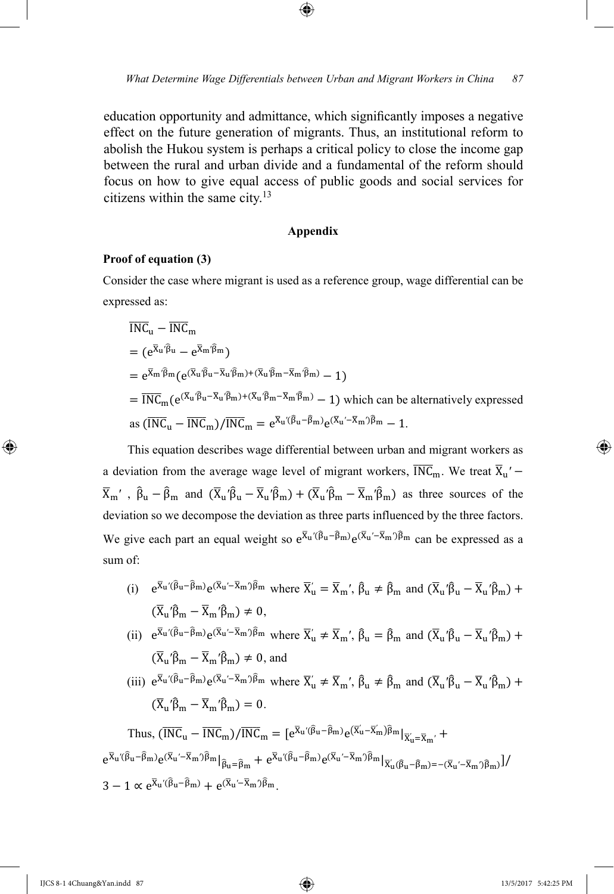education opportunity and admittance, which significantly imposes a negative effect on the future generation of migrants. Thus, an institutional reform to abolish the Hukou system is perhaps a critical policy to close the income gap between the rural and urban divide and a fundamental of the reform should focus on how to give equal access of public goods and social services for citizens within the same city.[13]

## Appendix

### Proof of equation (3)

Consider the case where migrant is used as a reference group, wage differential can be expressed as:

$$\overline{\text{INC}}_u - \overline{\text{INC}}_m$$
$$= (e^{\overline{X}_u'\hat{\beta}_u} - e^{\overline{X}_m'\hat{\beta}_m})$$
$$= e^{\overline{X}_m'\hat{\beta}_m}(e^{(\overline{X}_u'\hat{\beta}_u - \overline{X}_u'\hat{\beta}_m)+(\overline{X}_u'\hat{\beta}_m - \overline{X}_m'\hat{\beta}_m)} - 1)$$

$= \overline{\text{INC}}_m(e^{(\overline{X}_u'\hat{\beta}_u - \overline{X}_u'\hat{\beta}_m)+(\overline{X}_u'\hat{\beta}_m - \overline{X}_m'\hat{\beta}_m)} - 1)$ which can be alternatively expressed as $(\overline{\text{INC}}_u - \overline{\text{INC}}_m)/\overline{\text{INC}}_m = e^{\overline{X}_u'(\hat{\beta}_u - \hat{\beta}_m)}e^{(\overline{X}_u' - \overline{X}_m')\hat{\beta}_m} - 1$.

This equation describes wage differential between urban and migrant workers as a deviation from the average wage level of migrant workers, $\overline{\text{INC}}_m$. We treat $\overline{X}_u' - \overline{X}_m'$, $\hat{\beta}_u - \hat{\beta}_m$ and $(\overline{X}_u'\hat{\beta}_u - \overline{X}_u'\hat{\beta}_m) + (\overline{X}_u'\hat{\beta}_m - \overline{X}_m'\hat{\beta}_m)$ as three sources of the deviation so we decompose the deviation as three parts influenced by the three factors. We give each part an equal weight so $e^{\overline{X}_u'(\hat{\beta}_u - \hat{\beta}_m)}e^{(\overline{X}_u' - \overline{X}_m')\hat{\beta}_m}$ can be expressed as a sum of:

(i) $e^{\overline{X}_u'(\hat{\beta}_u - \hat{\beta}_m)}e^{(\overline{X}_u' - \overline{X}_m')\hat{\beta}_m}$ where $\overline{X}_u' = \overline{X}_m'$, $\hat{\beta}_u \neq \hat{\beta}_m$ and $(\overline{X}_u'\hat{\beta}_u - \overline{X}_u'\hat{\beta}_m) + (\overline{X}_u'\hat{\beta}_m - \overline{X}_m'\hat{\beta}_m) \neq 0$,

(ii) $e^{\overline{X}_u'(\hat{\beta}_u - \hat{\beta}_m)}e^{(\overline{X}_u' - \overline{X}_m')\hat{\beta}_m}$ where $\overline{X}_u' \neq \overline{X}_m'$, $\hat{\beta}_u = \hat{\beta}_m$ and $(\overline{X}_u'\hat{\beta}_u - \overline{X}_u'\hat{\beta}_m) + (\overline{X}_u'\hat{\beta}_m - \overline{X}_m'\hat{\beta}_m) \neq 0$, and

(iii) $e^{\overline{X}_u'(\hat{\beta}_u - \hat{\beta}_m)}e^{(\overline{X}_u' - \overline{X}_m')\hat{\beta}_m}$ where $\overline{X}_u' \neq \overline{X}_m'$, $\hat{\beta}_u \neq \hat{\beta}_m$ and $(\overline{X}_u'\hat{\beta}_u - \overline{X}_u'\hat{\beta}_m) + (\overline{X}_u'\hat{\beta}_m - \overline{X}_m'\hat{\beta}_m) = 0$.

Thus, $(\overline{\text{INC}}_u - \overline{\text{INC}}_m)/\overline{\text{INC}}_m = [e^{\overline{X}_u'(\hat{\beta}_u - \hat{\beta}_m)}e^{(\overline{X}_u' - \overline{X}_m')\hat{\beta}_m}|_{\overline{X}_u' = \overline{X}_m'} + e^{\overline{X}_u'(\hat{\beta}_u - \hat{\beta}_m)}e^{(\overline{X}_u' - \overline{X}_m')\hat{\beta}_m}|_{\hat{\beta}_u = \hat{\beta}_m} + e^{\overline{X}_u'(\hat{\beta}_u - \hat{\beta}_m)}e^{(\overline{X}_u' - \overline{X}_m')\hat{\beta}_m}|_{\overline{X}_u'(\hat{\beta}_u - \hat{\beta}_m) = -(\overline{X}_u' - \overline{X}_m')\hat{\beta}_m)}]/3 - 1 \propto e^{\overline{X}_u'(\hat{\beta}_u - \hat{\beta}_m)} + e^{(\overline{X}_u' - \overline{X}_m')\hat{\beta}_m}$.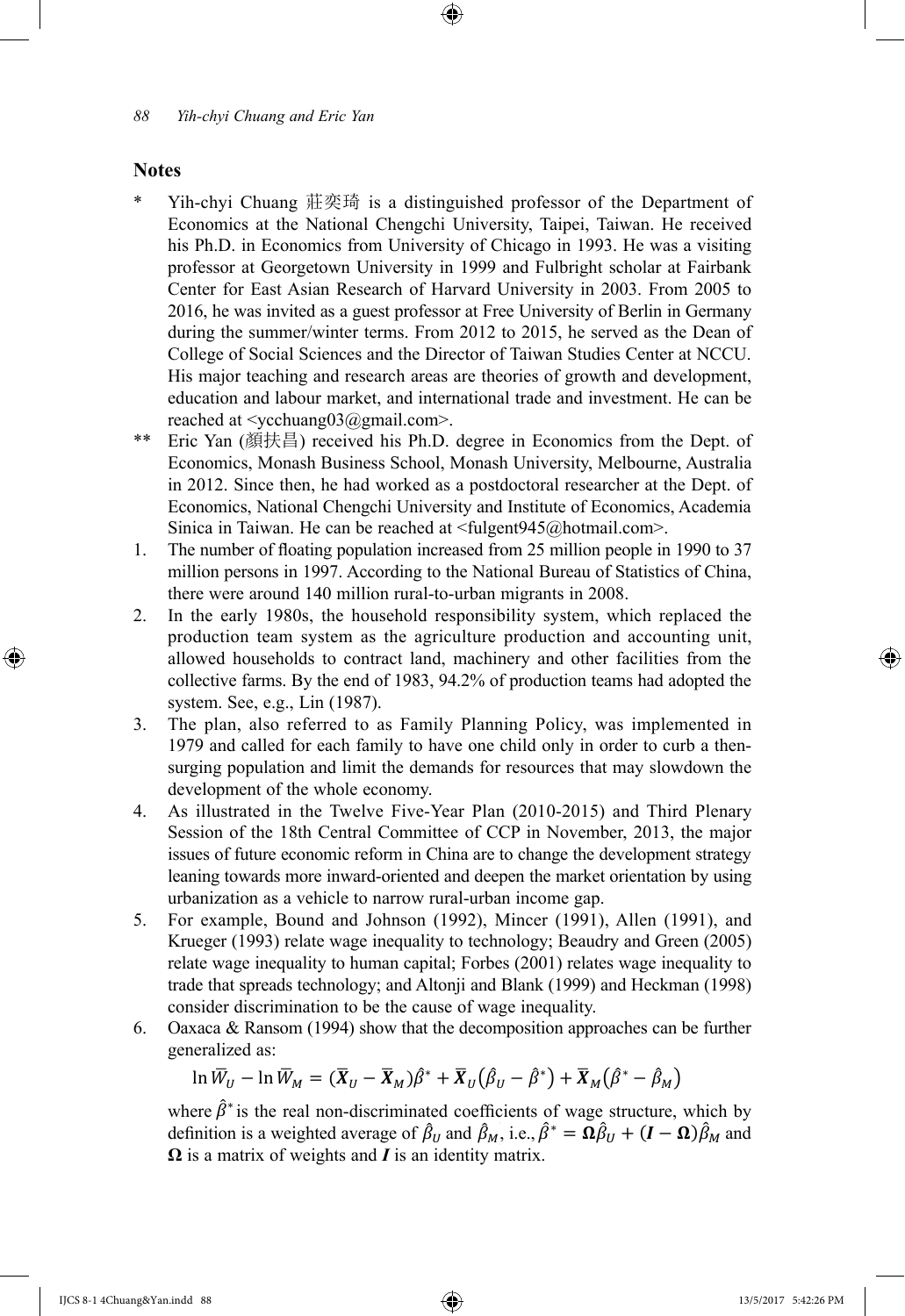## Notes

\* Yih-chyi Chuang 莊奕琦 is a distinguished professor of the Department of Economics at the National Chengchi University, Taipei, Taiwan. He received his Ph.D. in Economics from University of Chicago in 1993. He was a visiting professor at Georgetown University in 1999 and Fulbright scholar at Fairbank Center for East Asian Research of Harvard University in 2003. From 2005 to 2016, he was invited as a guest professor at Free University of Berlin in Germany during the summer/winter terms. From 2012 to 2015, he served as the Dean of College of Social Sciences and the Director of Taiwan Studies Center at NCCU. His major teaching and research areas are theories of growth and development, education and labour market, and international trade and investment. He can be reached at <ycchuang03@gmail.com>.

\*\* Eric Yan (顏扶昌) received his Ph.D. degree in Economics from the Dept. of Economics, Monash Business School, Monash University, Melbourne, Australia in 2012. Since then, he had worked as a postdoctoral researcher at the Dept. of Economics, National Chengchi University and Institute of Economics, Academia Sinica in Taiwan. He can be reached at <fulgent945@hotmail.com>.

1. The number of floating population increased from 25 million people in 1990 to 37 million persons in 1997. According to the National Bureau of Statistics of China, there were around 140 million rural-to-urban migrants in 2008.
2. In the early 1980s, the household responsibility system, which replaced the production team system as the agriculture production and accounting unit, allowed households to contract land, machinery and other facilities from the collective farms. By the end of 1983, 94.2% of production teams had adopted the system. See, e.g., Lin (1987).
3. The plan, also referred to as Family Planning Policy, was implemented in 1979 and called for each family to have one child only in order to curb a then-surging population and limit the demands for resources that may slowdown the development of the whole economy.
4. As illustrated in the Twelve Five-Year Plan (2010-2015) and Third Plenary Session of the 18th Central Committee of CCP in November, 2013, the major issues of future economic reform in China are to change the development strategy leaning towards more inward-oriented and deepen the market orientation by using urbanization as a vehicle to narrow rural-urban income gap.
5. For example, Bound and Johnson (1992), Mincer (1991), Allen (1991), and Krueger (1993) relate wage inequality to technology; Beaudry and Green (2005) relate wage inequality to human capital; Forbes (2001) relates wage inequality to trade that spreads technology; and Altonji and Blank (1999) and Heckman (1998) consider discrimination to be the cause of wage inequality.
6. Oaxaca & Ransom (1994) show that the decomposition approaches can be further generalized as:

$$\ln \bar{W}_U - \ln \bar{W}_M = (\bar{\boldsymbol{X}}_U - \bar{\boldsymbol{X}}_M)\hat{\beta}^* + \bar{\boldsymbol{X}}_U(\hat{\beta}_U - \hat{\beta}^*) + \bar{\boldsymbol{X}}_M(\hat{\beta}^* - \hat{\beta}_M)$$

where $\hat{\beta}^*$ is the real non-discriminated coefficients of wage structure, which by definition is a weighted average of $\hat{\beta}_U$ and $\hat{\beta}_M$, i.e., $\hat{\beta}^* = \boldsymbol{\Omega}\hat{\beta}_U + (\boldsymbol{I} - \boldsymbol{\Omega})\hat{\beta}_M$ and $\boldsymbol{\Omega}$ is a matrix of weights and $\boldsymbol{I}$ is an identity matrix.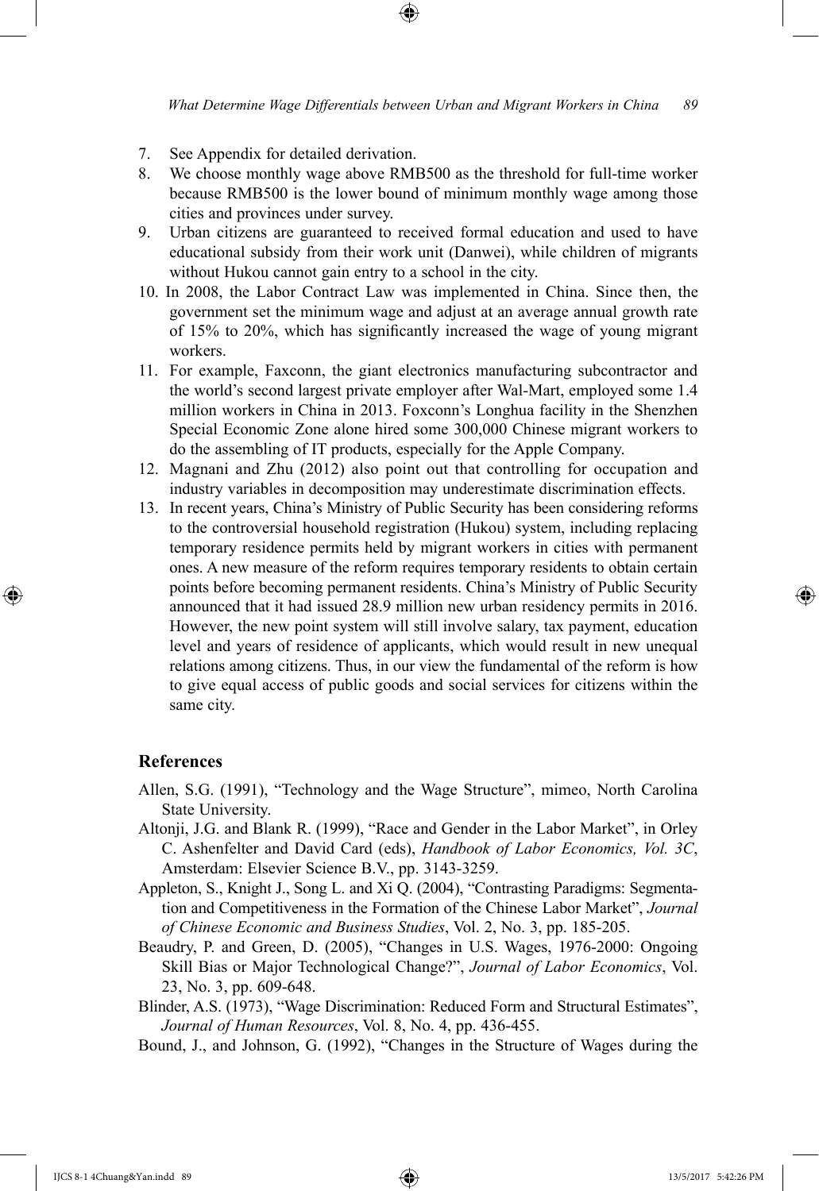7. See Appendix for detailed derivation.
8. We choose monthly wage above RMB500 as the threshold for full-time worker because RMB500 is the lower bound of minimum monthly wage among those cities and provinces under survey.
9. Urban citizens are guaranteed to received formal education and used to have educational subsidy from their work unit (Danwei), while children of migrants without Hukou cannot gain entry to a school in the city.
10. In 2008, the Labor Contract Law was implemented in China. Since then, the government set the minimum wage and adjust at an average annual growth rate of 15% to 20%, which has significantly increased the wage of young migrant workers.
11. For example, Faxconn, the giant electronics manufacturing subcontractor and the world's second largest private employer after Wal-Mart, employed some 1.4 million workers in China in 2013. Foxconn's Longhua facility in the Shenzhen Special Economic Zone alone hired some 300,000 Chinese migrant workers to do the assembling of IT products, especially for the Apple Company.
12. Magnani and Zhu (2012) also point out that controlling for occupation and industry variables in decomposition may underestimate discrimination effects.
13. In recent years, China's Ministry of Public Security has been considering reforms to the controversial household registration (Hukou) system, including replacing temporary residence permits held by migrant workers in cities with permanent ones. A new measure of the reform requires temporary residents to obtain certain points before becoming permanent residents. China's Ministry of Public Security announced that it had issued 28.9 million new urban residency permits in 2016. However, the new point system will still involve salary, tax payment, education level and years of residence of applicants, which would result in new unequal relations among citizens. Thus, in our view the fundamental of the reform is how to give equal access of public goods and social services for citizens within the same city.

## References

Allen, S.G. (1991), "Technology and the Wage Structure", mimeo, North Carolina State University.

Altonji, J.G. and Blank R. (1999), "Race and Gender in the Labor Market", in Orley C. Ashenfelter and David Card (eds), *Handbook of Labor Economics, Vol. 3C*, Amsterdam: Elsevier Science B.V., pp. 3143-3259.

Appleton, S., Knight J., Song L. and Xi Q. (2004), "Contrasting Paradigms: Segmentation and Competitiveness in the Formation of the Chinese Labor Market", *Journal of Chinese Economic and Business Studies*, Vol. 2, No. 3, pp. 185-205.

Beaudry, P. and Green, D. (2005), "Changes in U.S. Wages, 1976-2000: Ongoing Skill Bias or Major Technological Change?", *Journal of Labor Economics*, Vol. 23, No. 3, pp. 609-648.

Blinder, A.S. (1973), "Wage Discrimination: Reduced Form and Structural Estimates", *Journal of Human Resources*, Vol. 8, No. 4, pp. 436-455.

Bound, J., and Johnson, G. (1992), "Changes in the Structure of Wages during the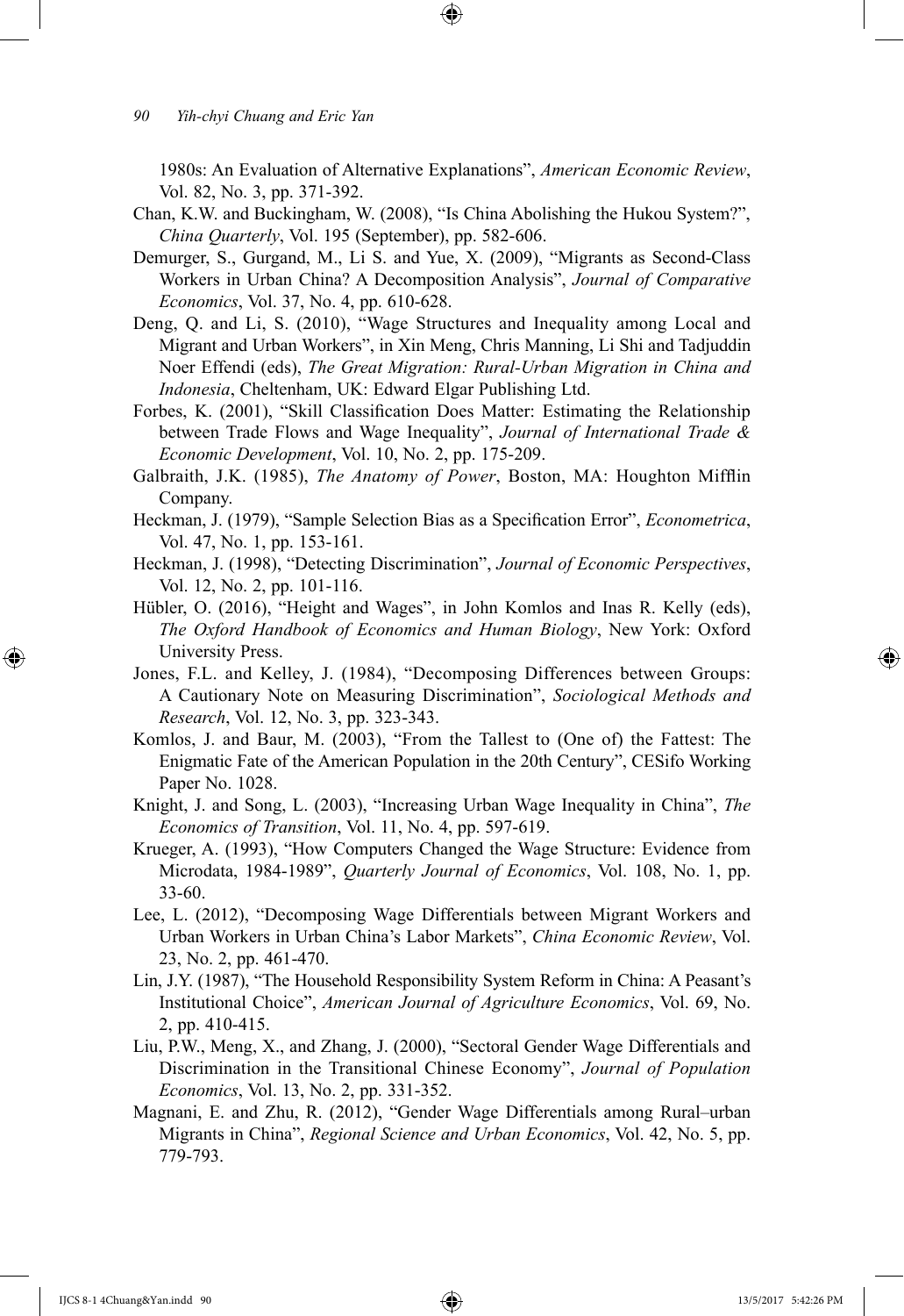1980s: An Evaluation of Alternative Explanations", *American Economic Review*, Vol. 82, No. 3, pp. 371-392.

Chan, K.W. and Buckingham, W. (2008), "Is China Abolishing the Hukou System?", *China Quarterly*, Vol. 195 (September), pp. 582-606.

Demurger, S., Gurgand, M., Li S. and Yue, X. (2009), "Migrants as Second-Class Workers in Urban China? A Decomposition Analysis", *Journal of Comparative Economics*, Vol. 37, No. 4, pp. 610-628.

Deng, Q. and Li, S. (2010), "Wage Structures and Inequality among Local and Migrant and Urban Workers", in Xin Meng, Chris Manning, Li Shi and Tadjuddin Noer Effendi (eds), *The Great Migration: Rural-Urban Migration in China and Indonesia*, Cheltenham, UK: Edward Elgar Publishing Ltd.

Forbes, K. (2001), "Skill Classification Does Matter: Estimating the Relationship between Trade Flows and Wage Inequality", *Journal of International Trade & Economic Development*, Vol. 10, No. 2, pp. 175-209.

Galbraith, J.K. (1985), *The Anatomy of Power*, Boston, MA: Houghton Mifflin Company.

Heckman, J. (1979), "Sample Selection Bias as a Specification Error", *Econometrica*, Vol. 47, No. 1, pp. 153-161.

Heckman, J. (1998), "Detecting Discrimination", *Journal of Economic Perspectives*, Vol. 12, No. 2, pp. 101-116.

Hübler, O. (2016), "Height and Wages", in John Komlos and Inas R. Kelly (eds), *The Oxford Handbook of Economics and Human Biology*, New York: Oxford University Press.

Jones, F.L. and Kelley, J. (1984), "Decomposing Differences between Groups: A Cautionary Note on Measuring Discrimination", *Sociological Methods and Research*, Vol. 12, No. 3, pp. 323-343.

Komlos, J. and Baur, M. (2003), "From the Tallest to (One of) the Fattest: The Enigmatic Fate of the American Population in the 20th Century", CESifo Working Paper No. 1028.

Knight, J. and Song, L. (2003), "Increasing Urban Wage Inequality in China", *The Economics of Transition*, Vol. 11, No. 4, pp. 597-619.

Krueger, A. (1993), "How Computers Changed the Wage Structure: Evidence from Microdata, 1984-1989", *Quarterly Journal of Economics*, Vol. 108, No. 1, pp. 33-60.

Lee, L. (2012), "Decomposing Wage Differentials between Migrant Workers and Urban Workers in Urban China's Labor Markets", *China Economic Review*, Vol. 23, No. 2, pp. 461-470.

Lin, J.Y. (1987), "The Household Responsibility System Reform in China: A Peasant's Institutional Choice", *American Journal of Agriculture Economics*, Vol. 69, No. 2, pp. 410-415.

Liu, P.W., Meng, X., and Zhang, J. (2000), "Sectoral Gender Wage Differentials and Discrimination in the Transitional Chinese Economy", *Journal of Population Economics*, Vol. 13, No. 2, pp. 331-352.

Magnani, E. and Zhu, R. (2012), "Gender Wage Differentials among Rural–urban Migrants in China", *Regional Science and Urban Economics*, Vol. 42, No. 5, pp. 779-793.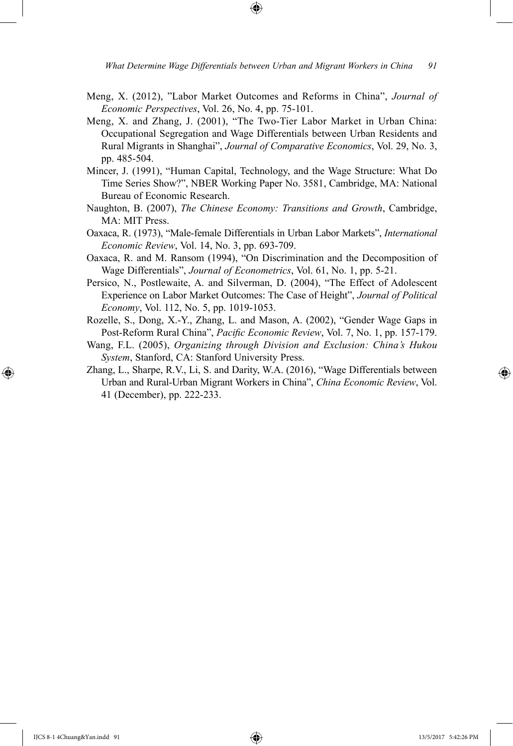Meng, X. (2012), "Labor Market Outcomes and Reforms in China", *Journal of Economic Perspectives*, Vol. 26, No. 4, pp. 75-101.

Meng, X. and Zhang, J. (2001), "The Two-Tier Labor Market in Urban China: Occupational Segregation and Wage Differentials between Urban Residents and Rural Migrants in Shanghai", *Journal of Comparative Economics*, Vol. 29, No. 3, pp. 485-504.

Mincer, J. (1991), "Human Capital, Technology, and the Wage Structure: What Do Time Series Show?", NBER Working Paper No. 3581, Cambridge, MA: National Bureau of Economic Research.

Naughton, B. (2007), *The Chinese Economy: Transitions and Growth*, Cambridge, MA: MIT Press.

Oaxaca, R. (1973), "Male-female Differentials in Urban Labor Markets", *International Economic Review*, Vol. 14, No. 3, pp. 693-709.

Oaxaca, R. and M. Ransom (1994), "On Discrimination and the Decomposition of Wage Differentials", *Journal of Econometrics*, Vol. 61, No. 1, pp. 5-21.

Persico, N., Postlewaite, A. and Silverman, D. (2004), "The Effect of Adolescent Experience on Labor Market Outcomes: The Case of Height", *Journal of Political Economy*, Vol. 112, No. 5, pp. 1019-1053.

Rozelle, S., Dong, X.-Y., Zhang, L. and Mason, A. (2002), "Gender Wage Gaps in Post-Reform Rural China", *Pacific Economic Review*, Vol. 7, No. 1, pp. 157-179.

Wang, F.L. (2005), *Organizing through Division and Exclusion: China's Hukou System*, Stanford, CA: Stanford University Press.

Zhang, L., Sharpe, R.V., Li, S. and Darity, W.A. (2016), "Wage Differentials between Urban and Rural-Urban Migrant Workers in China", *China Economic Review*, Vol. 41 (December), pp. 222-233.